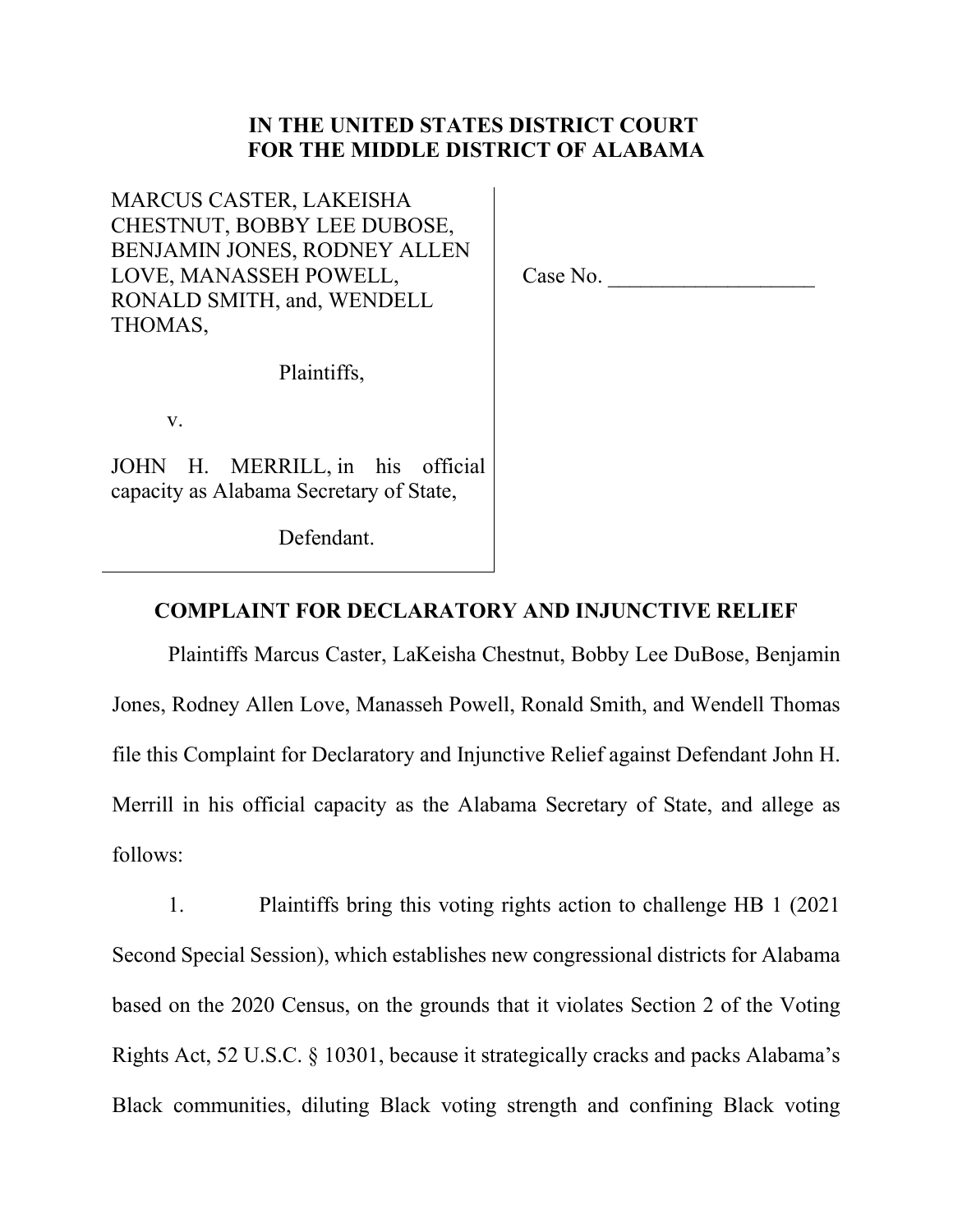# IN THE UNITED STATES DISTRICT COURT FOR THE MIDDLE DISTRICT OF ALABAMA

MARCUS CASTER, LAKEISHA CHESTNUT, BOBBY LEE DUBOSE, BENJAMIN JONES, RODNEY ALLEN LOVE, MANASSEH POWELL, RONALD SMITH, and, WENDELL THOMAS,

Plaintiffs,

v.

JOHN H. MERRILL, in his official capacity as Alabama Secretary of State,

Defendant.

Case No. ___________________

## COMPLAINT FOR DECLARATORY AND INJUNCTIVE RELIEF

Plaintiffs Marcus Caster, LaKeisha Chestnut, Bobby Lee DuBose, Benjamin Jones, Rodney Allen Love, Manasseh Powell, Ronald Smith, and Wendell Thomas file this Complaint for Declaratory and Injunctive Relief against Defendant John H. Merrill in his official capacity as the Alabama Secretary of State, and allege as follows:

1. Plaintiffs bring this voting rights action to challenge HB 1 (2021 Second Special Session), which establishes new congressional districts for Alabama based on the 2020 Census, on the grounds that it violates Section 2 of the Voting Rights Act, 52 U.S.C. § 10301, because it strategically cracks and packs Alabama's Black communities, diluting Black voting strength and confining Black voting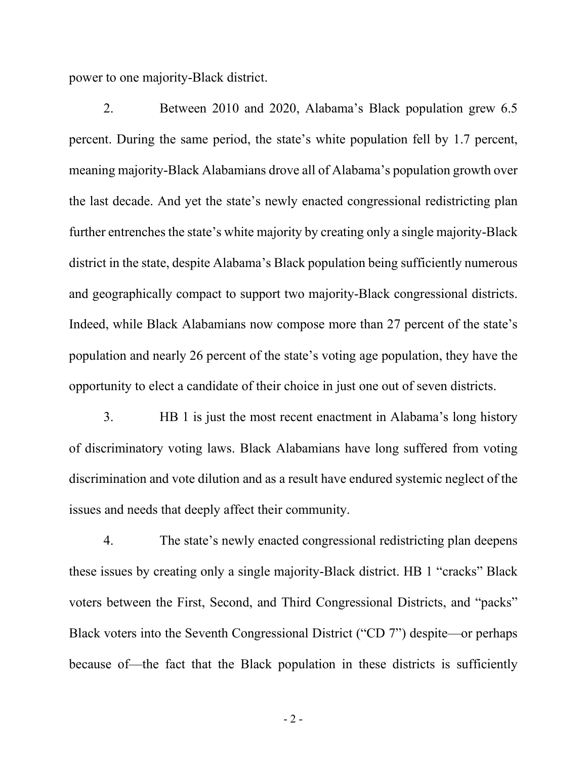power to one majority-Black district.

2. Between 2010 and 2020, Alabama's Black population grew 6.5 percent. During the same period, the state's white population fell by 1.7 percent, meaning majority-Black Alabamians drove all of Alabama's population growth over the last decade. And yet the state's newly enacted congressional redistricting plan further entrenches the state's white majority by creating only a single majority-Black district in the state, despite Alabama's Black population being sufficiently numerous and geographically compact to support two majority-Black congressional districts. Indeed, while Black Alabamians now compose more than 27 percent of the state's population and nearly 26 percent of the state's voting age population, they have the opportunity to elect a candidate of their choice in just one out of seven districts.

3. HB 1 is just the most recent enactment in Alabama's long history of discriminatory voting laws. Black Alabamians have long suffered from voting discrimination and vote dilution and as a result have endured systemic neglect of the issues and needs that deeply affect their community.

4. The state's newly enacted congressional redistricting plan deepens these issues by creating only a single majority-Black district. HB 1 "cracks" Black voters between the First, Second, and Third Congressional Districts, and "packs" Black voters into the Seventh Congressional District ("CD 7") despite—or perhaps because of—the fact that the Black population in these districts is sufficiently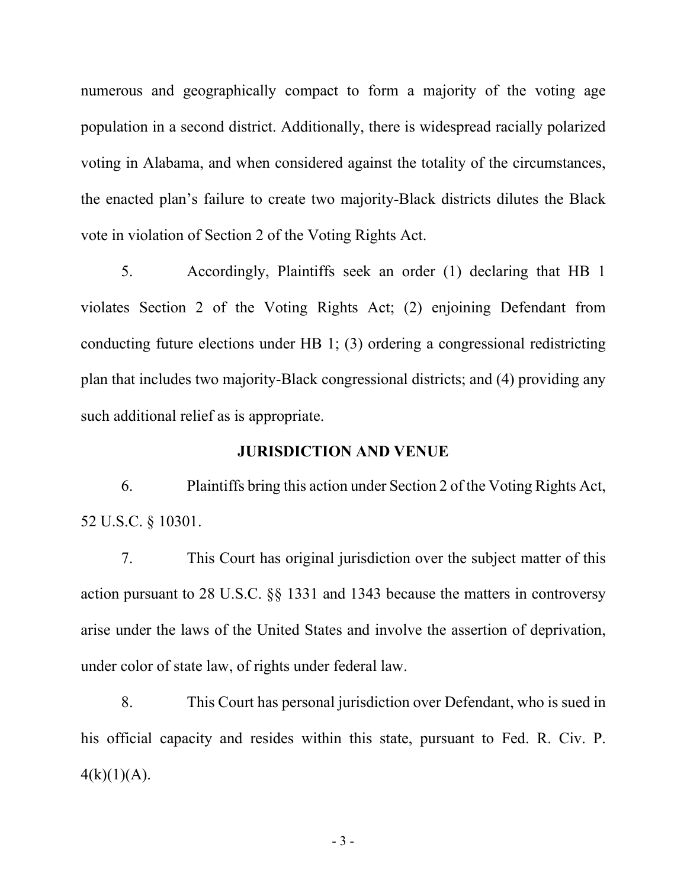numerous and geographically compact to form a majority of the voting age population in a second district. Additionally, there is widespread racially polarized voting in Alabama, and when considered against the totality of the circumstances, the enacted plan's failure to create two majority-Black districts dilutes the Black vote in violation of Section 2 of the Voting Rights Act.

5. Accordingly, Plaintiffs seek an order (1) declaring that HB 1 violates Section 2 of the Voting Rights Act; (2) enjoining Defendant from conducting future elections under HB 1; (3) ordering a congressional redistricting plan that includes two majority-Black congressional districts; and (4) providing any such additional relief as is appropriate.

## JURISDICTION AND VENUE

6. Plaintiffs bring this action under Section 2 of the Voting Rights Act, 52 U.S.C. § 10301.

7. This Court has original jurisdiction over the subject matter of this action pursuant to 28 U.S.C. §§ 1331 and 1343 because the matters in controversy arise under the laws of the United States and involve the assertion of deprivation, under color of state law, of rights under federal law.

8. This Court has personal jurisdiction over Defendant, who is sued in his official capacity and resides within this state, pursuant to Fed. R. Civ. P. 4(k)(1)(A).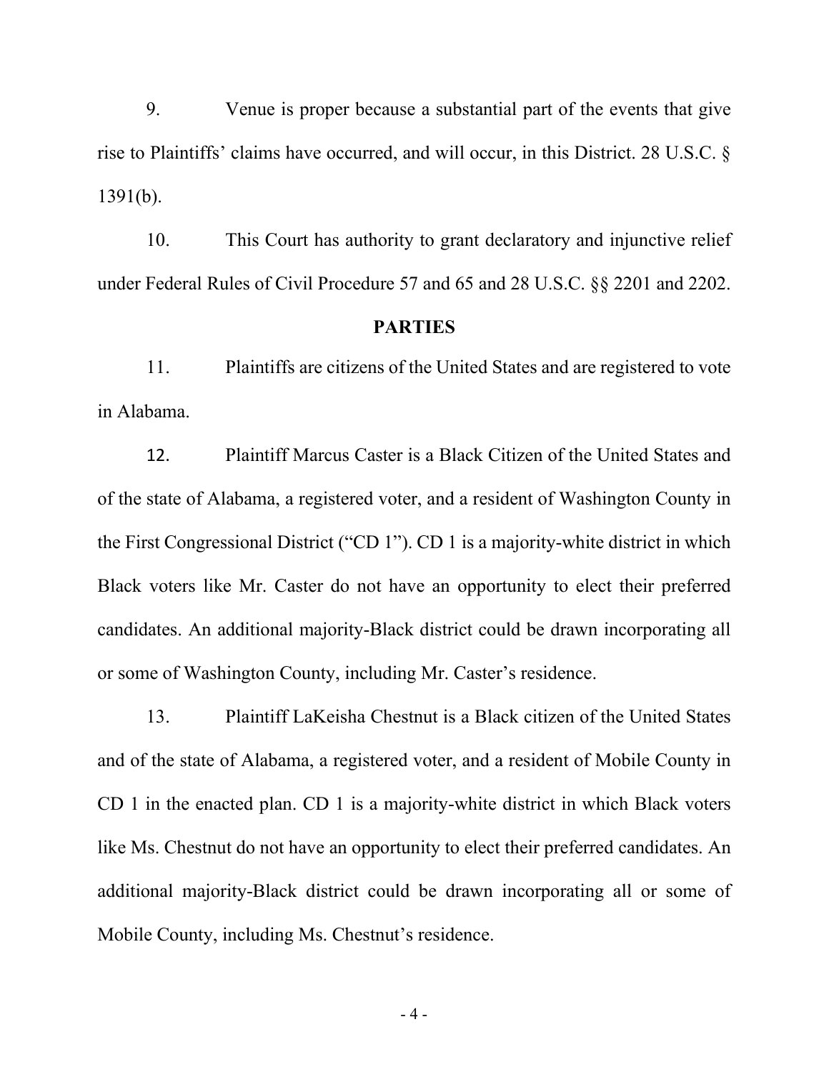9. Venue is proper because a substantial part of the events that give rise to Plaintiffs' claims have occurred, and will occur, in this District. 28 U.S.C. § 1391(b).

10. This Court has authority to grant declaratory and injunctive relief under Federal Rules of Civil Procedure 57 and 65 and 28 U.S.C. §§ 2201 and 2202.

## PARTIES

11. Plaintiffs are citizens of the United States and are registered to vote in Alabama.

12. Plaintiff Marcus Caster is a Black Citizen of the United States and of the state of Alabama, a registered voter, and a resident of Washington County in the First Congressional District ("CD 1"). CD 1 is a majority-white district in which Black voters like Mr. Caster do not have an opportunity to elect their preferred candidates. An additional majority-Black district could be drawn incorporating all or some of Washington County, including Mr. Caster's residence.

13. Plaintiff LaKeisha Chestnut is a Black citizen of the United States and of the state of Alabama, a registered voter, and a resident of Mobile County in CD 1 in the enacted plan. CD 1 is a majority-white district in which Black voters like Ms. Chestnut do not have an opportunity to elect their preferred candidates. An additional majority-Black district could be drawn incorporating all or some of Mobile County, including Ms. Chestnut's residence.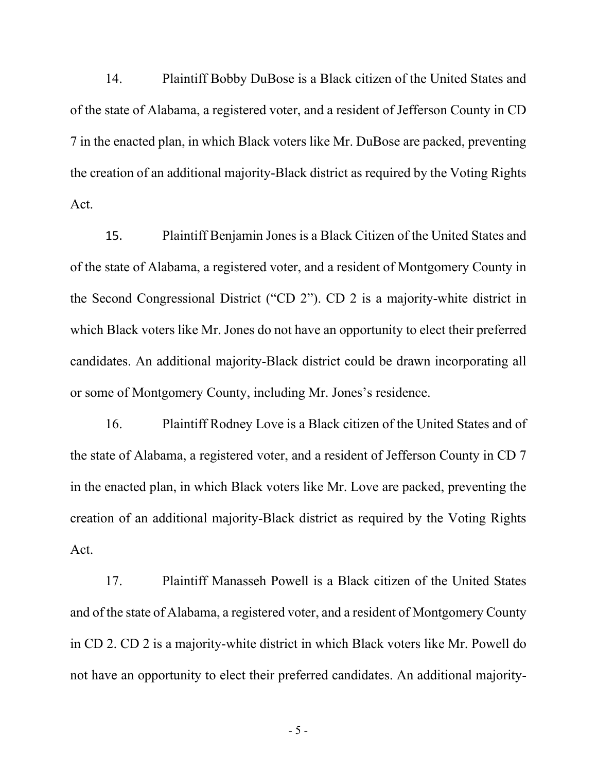14. Plaintiff Bobby DuBose is a Black citizen of the United States and of the state of Alabama, a registered voter, and a resident of Jefferson County in CD 7 in the enacted plan, in which Black voters like Mr. DuBose are packed, preventing the creation of an additional majority-Black district as required by the Voting Rights Act.

15. Plaintiff Benjamin Jones is a Black Citizen of the United States and of the state of Alabama, a registered voter, and a resident of Montgomery County in the Second Congressional District ("CD 2"). CD 2 is a majority-white district in which Black voters like Mr. Jones do not have an opportunity to elect their preferred candidates. An additional majority-Black district could be drawn incorporating all or some of Montgomery County, including Mr. Jones's residence.

16. Plaintiff Rodney Love is a Black citizen of the United States and of the state of Alabama, a registered voter, and a resident of Jefferson County in CD 7 in the enacted plan, in which Black voters like Mr. Love are packed, preventing the creation of an additional majority-Black district as required by the Voting Rights Act.

17. Plaintiff Manasseh Powell is a Black citizen of the United States and of the state of Alabama, a registered voter, and a resident of Montgomery County in CD 2. CD 2 is a majority-white district in which Black voters like Mr. Powell do not have an opportunity to elect their preferred candidates. An additional majority-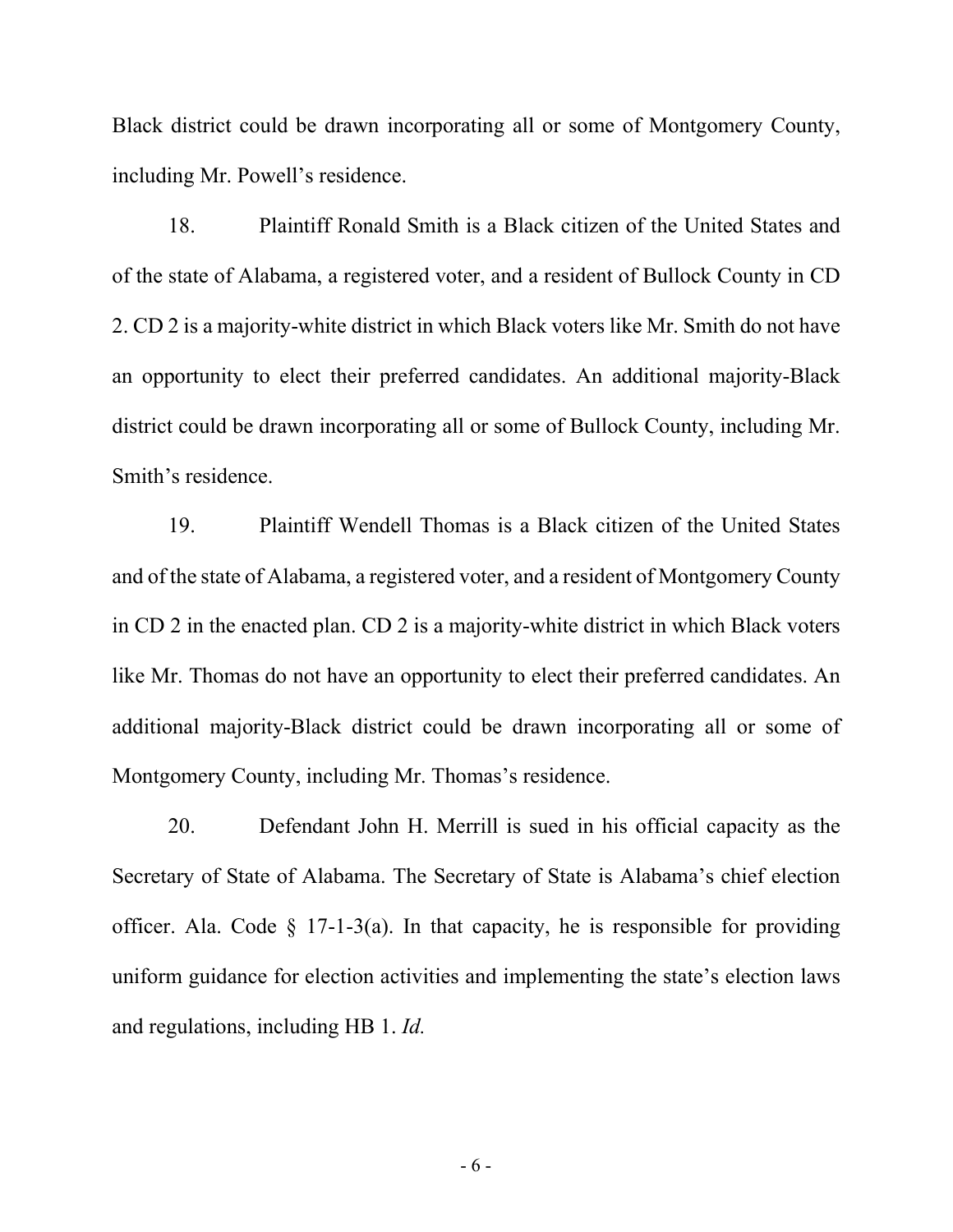Black district could be drawn incorporating all or some of Montgomery County, including Mr. Powell's residence.

18. Plaintiff Ronald Smith is a Black citizen of the United States and of the state of Alabama, a registered voter, and a resident of Bullock County in CD 2. CD 2 is a majority-white district in which Black voters like Mr. Smith do not have an opportunity to elect their preferred candidates. An additional majority-Black district could be drawn incorporating all or some of Bullock County, including Mr. Smith's residence.

19. Plaintiff Wendell Thomas is a Black citizen of the United States and of the state of Alabama, a registered voter, and a resident of Montgomery County in CD 2 in the enacted plan. CD 2 is a majority-white district in which Black voters like Mr. Thomas do not have an opportunity to elect their preferred candidates. An additional majority-Black district could be drawn incorporating all or some of Montgomery County, including Mr. Thomas's residence.

20. Defendant John H. Merrill is sued in his official capacity as the Secretary of State of Alabama. The Secretary of State is Alabama's chief election officer. Ala. Code § 17-1-3(a). In that capacity, he is responsible for providing uniform guidance for election activities and implementing the state's election laws and regulations, including HB 1. *Id.*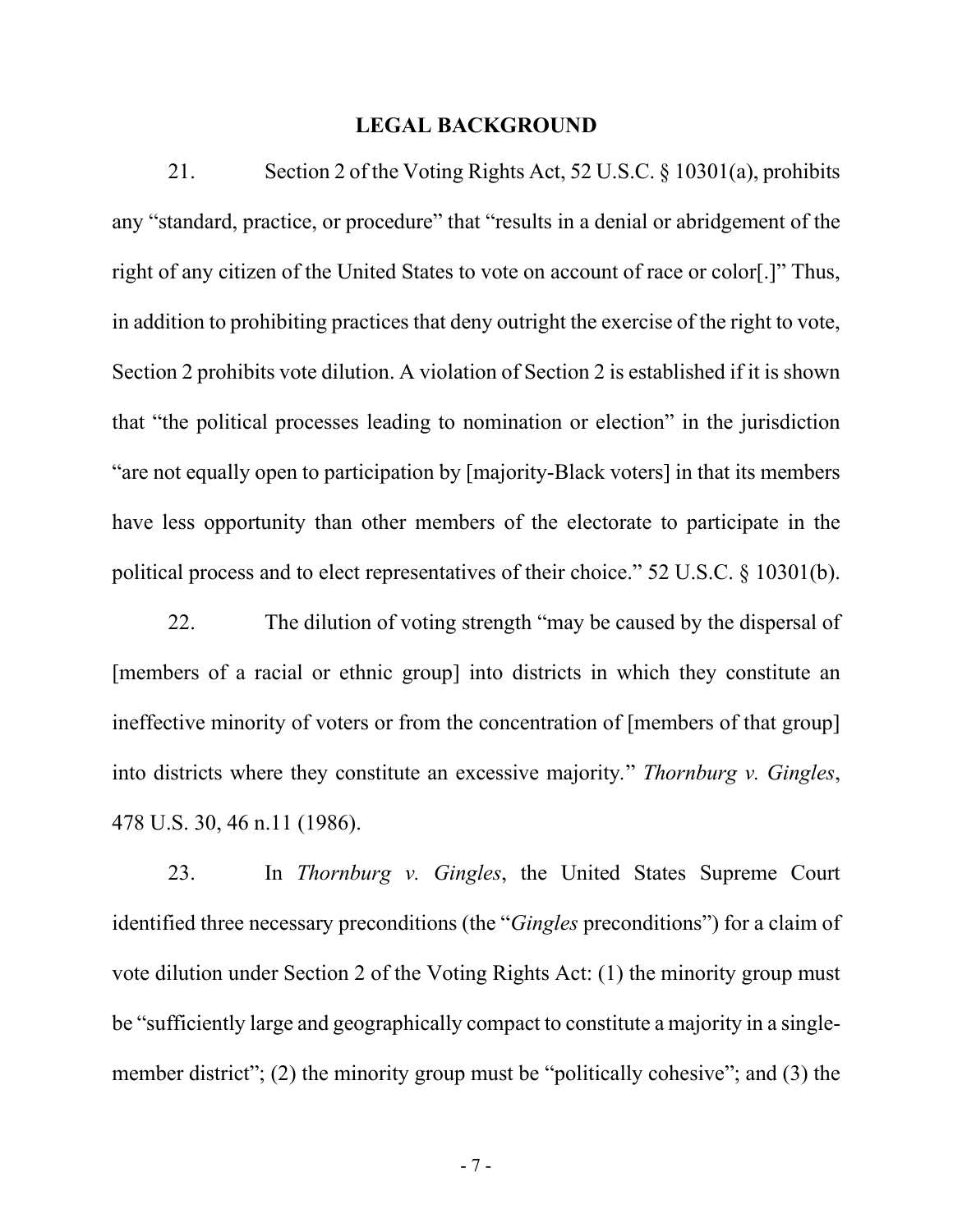## LEGAL BACKGROUND

21. Section 2 of the Voting Rights Act, 52 U.S.C. § 10301(a), prohibits any "standard, practice, or procedure" that "results in a denial or abridgement of the right of any citizen of the United States to vote on account of race or color[.]" Thus, in addition to prohibiting practices that deny outright the exercise of the right to vote, Section 2 prohibits vote dilution. A violation of Section 2 is established if it is shown that "the political processes leading to nomination or election" in the jurisdiction "are not equally open to participation by [majority-Black voters] in that its members have less opportunity than other members of the electorate to participate in the political process and to elect representatives of their choice." 52 U.S.C. § 10301(b).

22. The dilution of voting strength "may be caused by the dispersal of [members of a racial or ethnic group] into districts in which they constitute an ineffective minority of voters or from the concentration of [members of that group] into districts where they constitute an excessive majority." *Thornburg v. Gingles*, 478 U.S. 30, 46 n.11 (1986).

23. In *Thornburg v. Gingles*, the United States Supreme Court identified three necessary preconditions (the "*Gingles* preconditions") for a claim of vote dilution under Section 2 of the Voting Rights Act: (1) the minority group must be "sufficiently large and geographically compact to constitute a majority in a single-member district"; (2) the minority group must be "politically cohesive"; and (3) the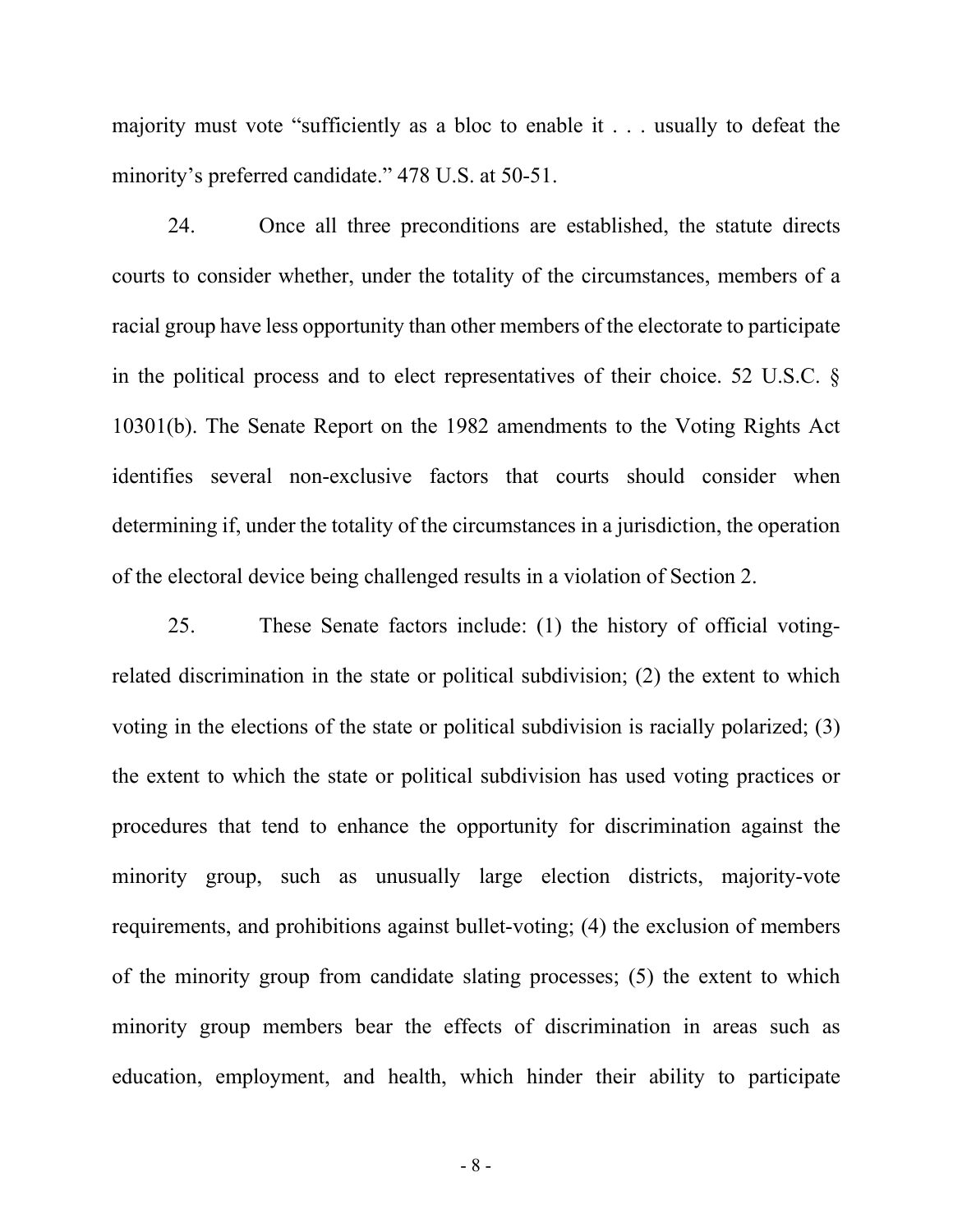majority must vote "sufficiently as a bloc to enable it . . . usually to defeat the minority's preferred candidate." 478 U.S. at 50-51.

24. Once all three preconditions are established, the statute directs courts to consider whether, under the totality of the circumstances, members of a racial group have less opportunity than other members of the electorate to participate in the political process and to elect representatives of their choice. 52 U.S.C. § 10301(b). The Senate Report on the 1982 amendments to the Voting Rights Act identifies several non-exclusive factors that courts should consider when determining if, under the totality of the circumstances in a jurisdiction, the operation of the electoral device being challenged results in a violation of Section 2.

25. These Senate factors include: (1) the history of official voting-related discrimination in the state or political subdivision; (2) the extent to which voting in the elections of the state or political subdivision is racially polarized; (3) the extent to which the state or political subdivision has used voting practices or procedures that tend to enhance the opportunity for discrimination against the minority group, such as unusually large election districts, majority-vote requirements, and prohibitions against bullet-voting; (4) the exclusion of members of the minority group from candidate slating processes; (5) the extent to which minority group members bear the effects of discrimination in areas such as education, employment, and health, which hinder their ability to participate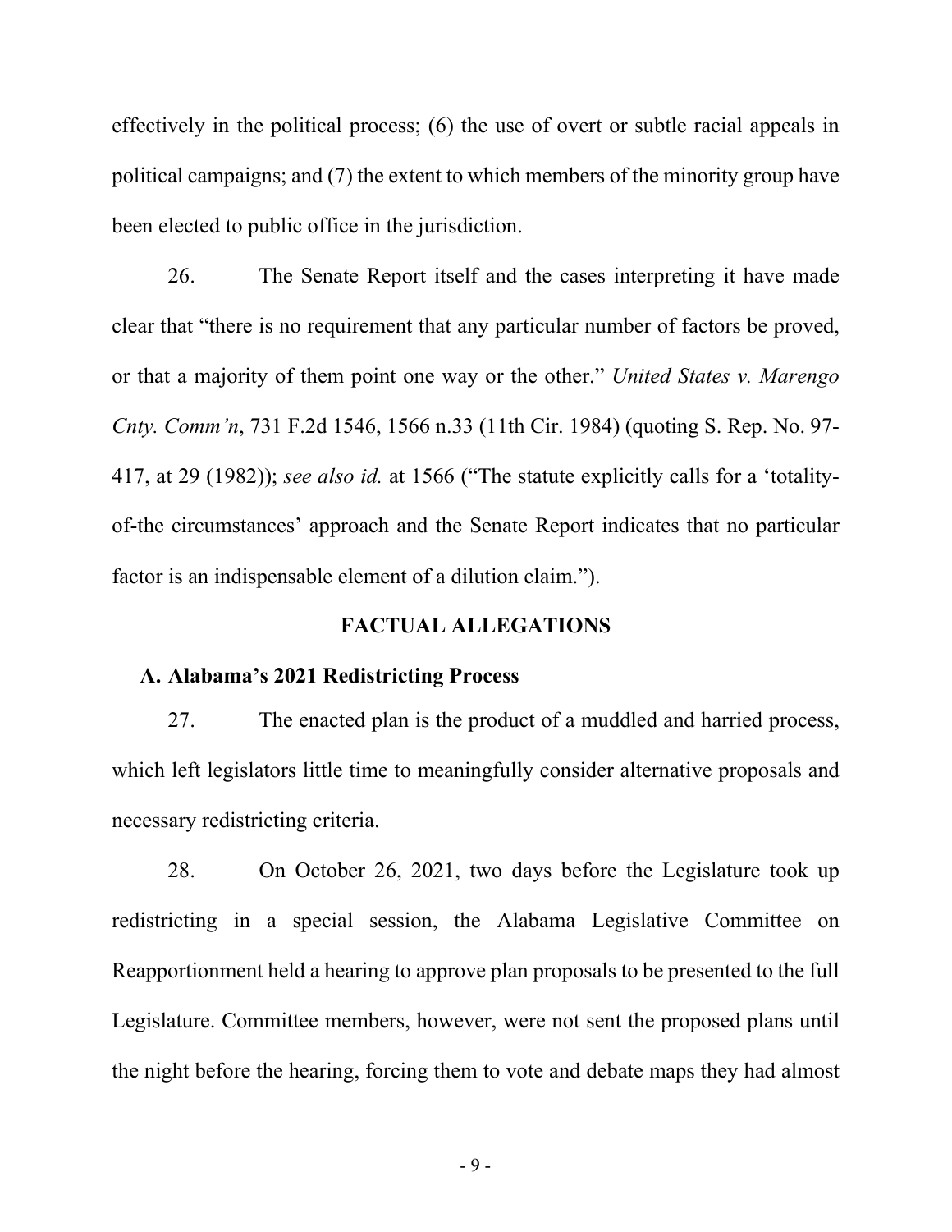effectively in the political process; (6) the use of overt or subtle racial appeals in political campaigns; and (7) the extent to which members of the minority group have been elected to public office in the jurisdiction.

26. The Senate Report itself and the cases interpreting it have made clear that "there is no requirement that any particular number of factors be proved, or that a majority of them point one way or the other." *United States v. Marengo Cnty. Comm'n*, 731 F.2d 1546, 1566 n.33 (11th Cir. 1984) (quoting S. Rep. No. 97-417, at 29 (1982)); *see also id.* at 1566 ("The statute explicitly calls for a 'totality-of-the circumstances' approach and the Senate Report indicates that no particular factor is an indispensable element of a dilution claim.").

## FACTUAL ALLEGATIONS

### A. Alabama's 2021 Redistricting Process

27. The enacted plan is the product of a muddled and harried process, which left legislators little time to meaningfully consider alternative proposals and necessary redistricting criteria.

28. On October 26, 2021, two days before the Legislature took up redistricting in a special session, the Alabama Legislative Committee on Reapportionment held a hearing to approve plan proposals to be presented to the full Legislature. Committee members, however, were not sent the proposed plans until the night before the hearing, forcing them to vote and debate maps they had almost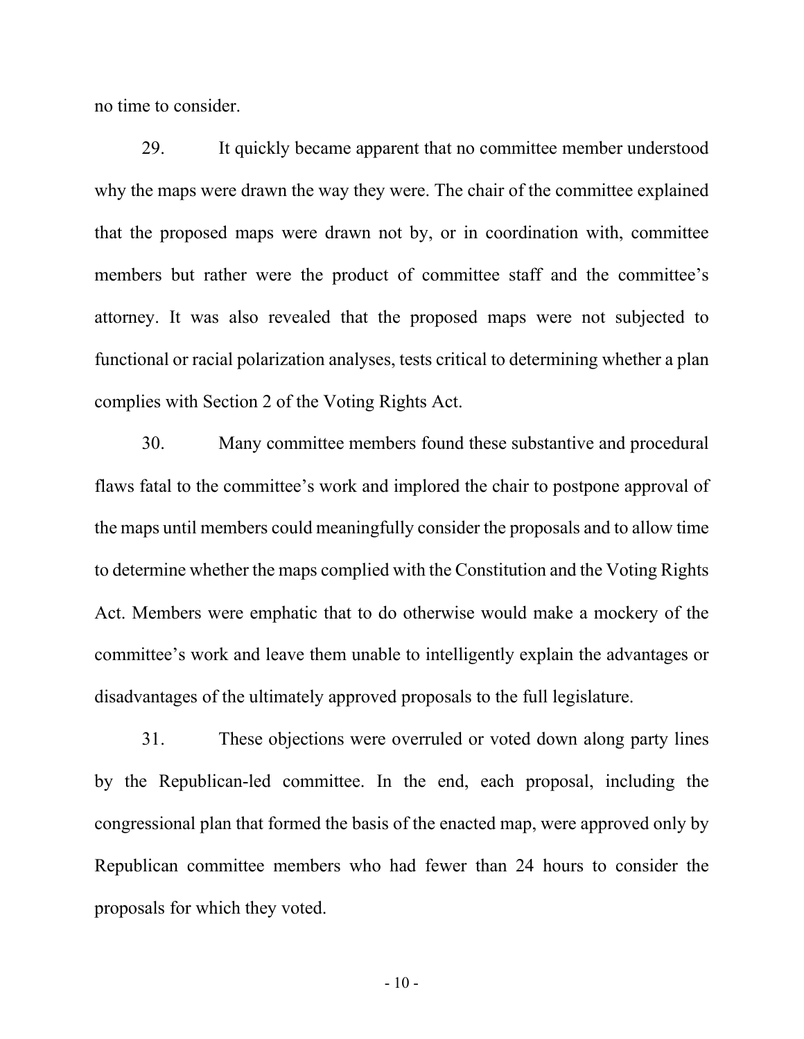no time to consider.

29. It quickly became apparent that no committee member understood why the maps were drawn the way they were. The chair of the committee explained that the proposed maps were drawn not by, or in coordination with, committee members but rather were the product of committee staff and the committee's attorney. It was also revealed that the proposed maps were not subjected to functional or racial polarization analyses, tests critical to determining whether a plan complies with Section 2 of the Voting Rights Act.

30. Many committee members found these substantive and procedural flaws fatal to the committee's work and implored the chair to postpone approval of the maps until members could meaningfully consider the proposals and to allow time to determine whether the maps complied with the Constitution and the Voting Rights Act. Members were emphatic that to do otherwise would make a mockery of the committee's work and leave them unable to intelligently explain the advantages or disadvantages of the ultimately approved proposals to the full legislature.

31. These objections were overruled or voted down along party lines by the Republican-led committee. In the end, each proposal, including the congressional plan that formed the basis of the enacted map, were approved only by Republican committee members who had fewer than 24 hours to consider the proposals for which they voted.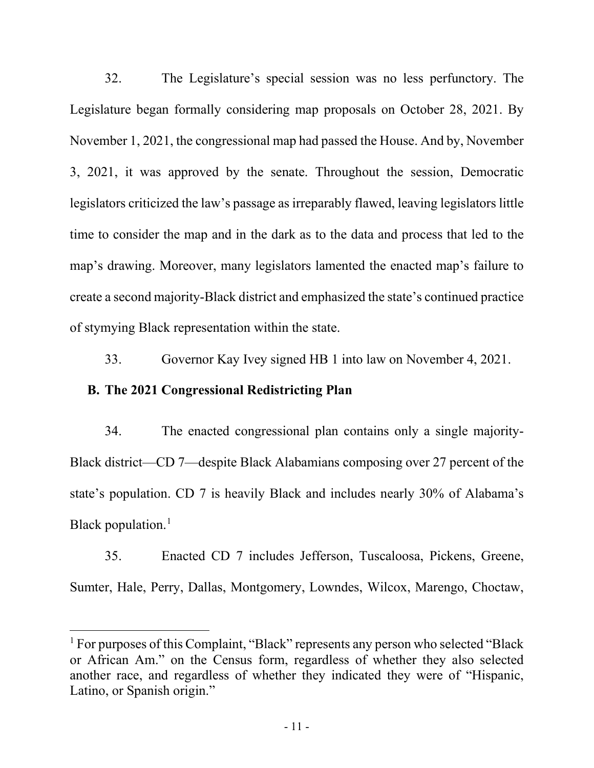32. The Legislature's special session was no less perfunctory. The Legislature began formally considering map proposals on October 28, 2021. By November 1, 2021, the congressional map had passed the House. And by, November 3, 2021, it was approved by the senate. Throughout the session, Democratic legislators criticized the law's passage as irreparably flawed, leaving legislators little time to consider the map and in the dark as to the data and process that led to the map's drawing. Moreover, many legislators lamented the enacted map's failure to create a second majority-Black district and emphasized the state's continued practice of stymying Black representation within the state.

33. Governor Kay Ivey signed HB 1 into law on November 4, 2021.

### B. The 2021 Congressional Redistricting Plan

34. The enacted congressional plan contains only a single majority-Black district—CD 7—despite Black Alabamians composing over 27 percent of the state's population. CD 7 is heavily Black and includes nearly 30% of Alabama's Black population.[1]

35. Enacted CD 7 includes Jefferson, Tuscaloosa, Pickens, Greene, Sumter, Hale, Perry, Dallas, Montgomery, Lowndes, Wilcox, Marengo, Choctaw,

---

[1] For purposes of this Complaint, "Black" represents any person who selected "Black or African Am." on the Census form, regardless of whether they also selected another race, and regardless of whether they indicated they were of "Hispanic, Latino, or Spanish origin."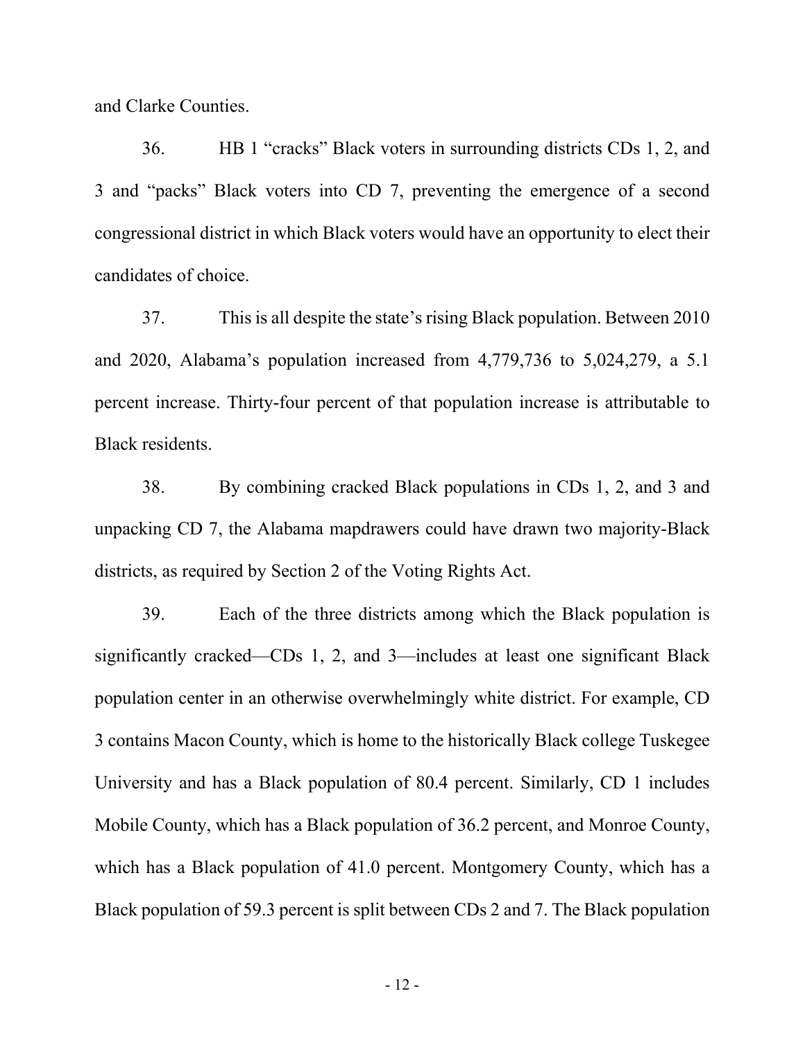and Clarke Counties.

36. HB 1 "cracks" Black voters in surrounding districts CDs 1, 2, and 3 and "packs" Black voters into CD 7, preventing the emergence of a second congressional district in which Black voters would have an opportunity to elect their candidates of choice.

37. This is all despite the state's rising Black population. Between 2010 and 2020, Alabama's population increased from 4,779,736 to 5,024,279, a 5.1 percent increase. Thirty-four percent of that population increase is attributable to Black residents.

38. By combining cracked Black populations in CDs 1, 2, and 3 and unpacking CD 7, the Alabama mapdrawers could have drawn two majority-Black districts, as required by Section 2 of the Voting Rights Act.

39. Each of the three districts among which the Black population is significantly cracked—CDs 1, 2, and 3—includes at least one significant Black population center in an otherwise overwhelmingly white district. For example, CD 3 contains Macon County, which is home to the historically Black college Tuskegee University and has a Black population of 80.4 percent. Similarly, CD 1 includes Mobile County, which has a Black population of 36.2 percent, and Monroe County, which has a Black population of 41.0 percent. Montgomery County, which has a Black population of 59.3 percent is split between CDs 2 and 7. The Black population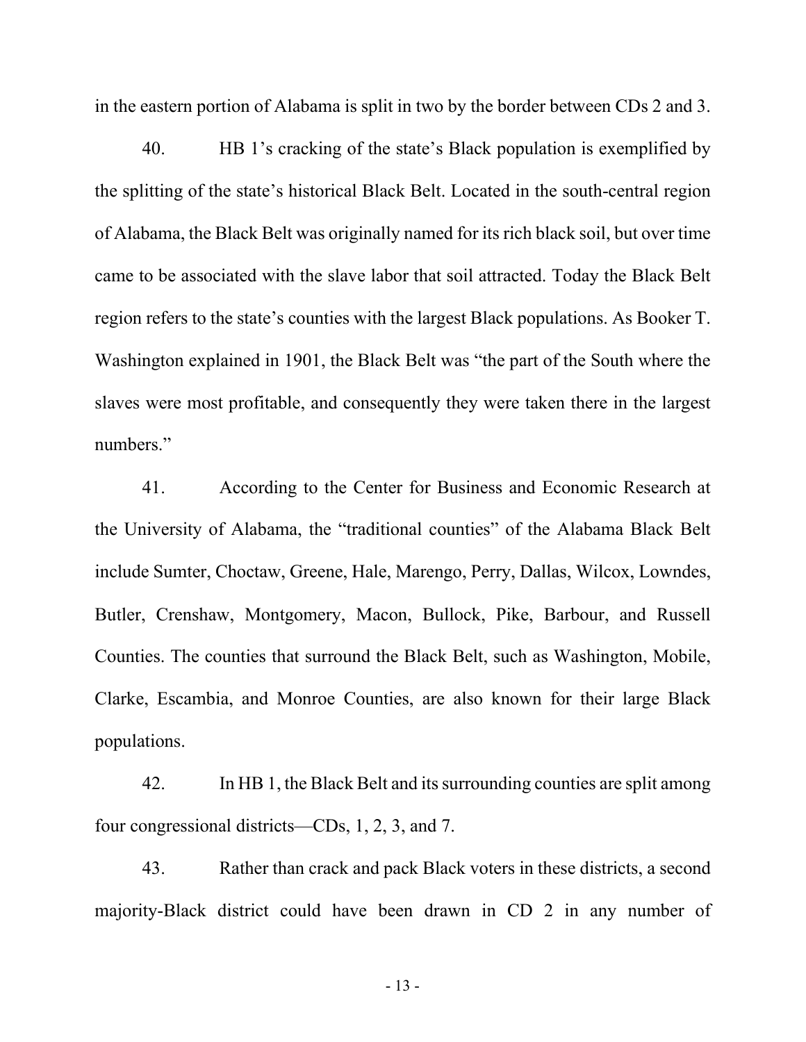in the eastern portion of Alabama is split in two by the border between CDs 2 and 3.

40. HB 1's cracking of the state's Black population is exemplified by the splitting of the state's historical Black Belt. Located in the south-central region of Alabama, the Black Belt was originally named for its rich black soil, but over time came to be associated with the slave labor that soil attracted. Today the Black Belt region refers to the state's counties with the largest Black populations. As Booker T. Washington explained in 1901, the Black Belt was "the part of the South where the slaves were most profitable, and consequently they were taken there in the largest numbers."

41. According to the Center for Business and Economic Research at the University of Alabama, the "traditional counties" of the Alabama Black Belt include Sumter, Choctaw, Greene, Hale, Marengo, Perry, Dallas, Wilcox, Lowndes, Butler, Crenshaw, Montgomery, Macon, Bullock, Pike, Barbour, and Russell Counties. The counties that surround the Black Belt, such as Washington, Mobile, Clarke, Escambia, and Monroe Counties, are also known for their large Black populations.

42. In HB 1, the Black Belt and its surrounding counties are split among four congressional districts—CDs, 1, 2, 3, and 7.

43. Rather than crack and pack Black voters in these districts, a second majority-Black district could have been drawn in CD 2 in any number of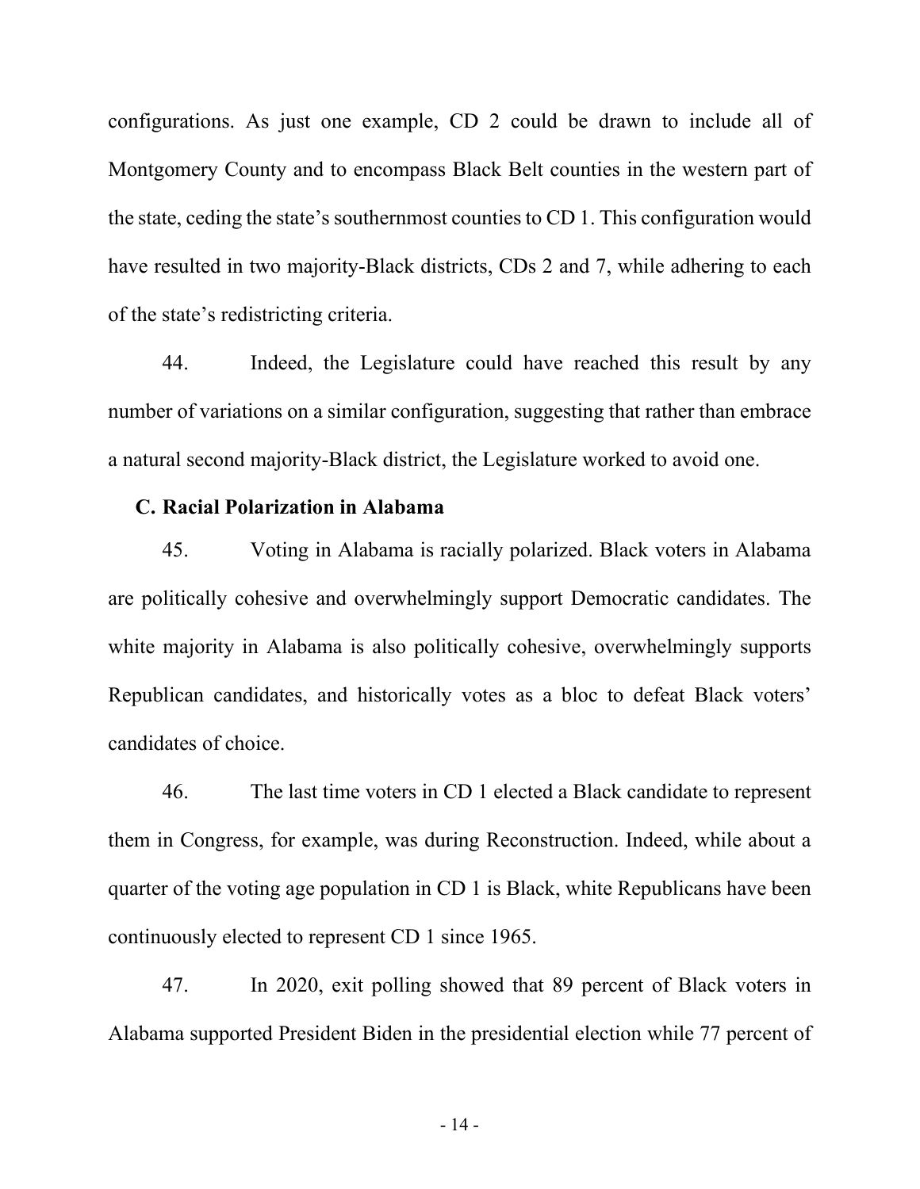configurations. As just one example, CD 2 could be drawn to include all of Montgomery County and to encompass Black Belt counties in the western part of the state, ceding the state's southernmost counties to CD 1. This configuration would have resulted in two majority-Black districts, CDs 2 and 7, while adhering to each of the state's redistricting criteria.

44. Indeed, the Legislature could have reached this result by any number of variations on a similar configuration, suggesting that rather than embrace a natural second majority-Black district, the Legislature worked to avoid one.

### C. Racial Polarization in Alabama

45. Voting in Alabama is racially polarized. Black voters in Alabama are politically cohesive and overwhelmingly support Democratic candidates. The white majority in Alabama is also politically cohesive, overwhelmingly supports Republican candidates, and historically votes as a bloc to defeat Black voters' candidates of choice.

46. The last time voters in CD 1 elected a Black candidate to represent them in Congress, for example, was during Reconstruction. Indeed, while about a quarter of the voting age population in CD 1 is Black, white Republicans have been continuously elected to represent CD 1 since 1965.

47. In 2020, exit polling showed that 89 percent of Black voters in Alabama supported President Biden in the presidential election while 77 percent of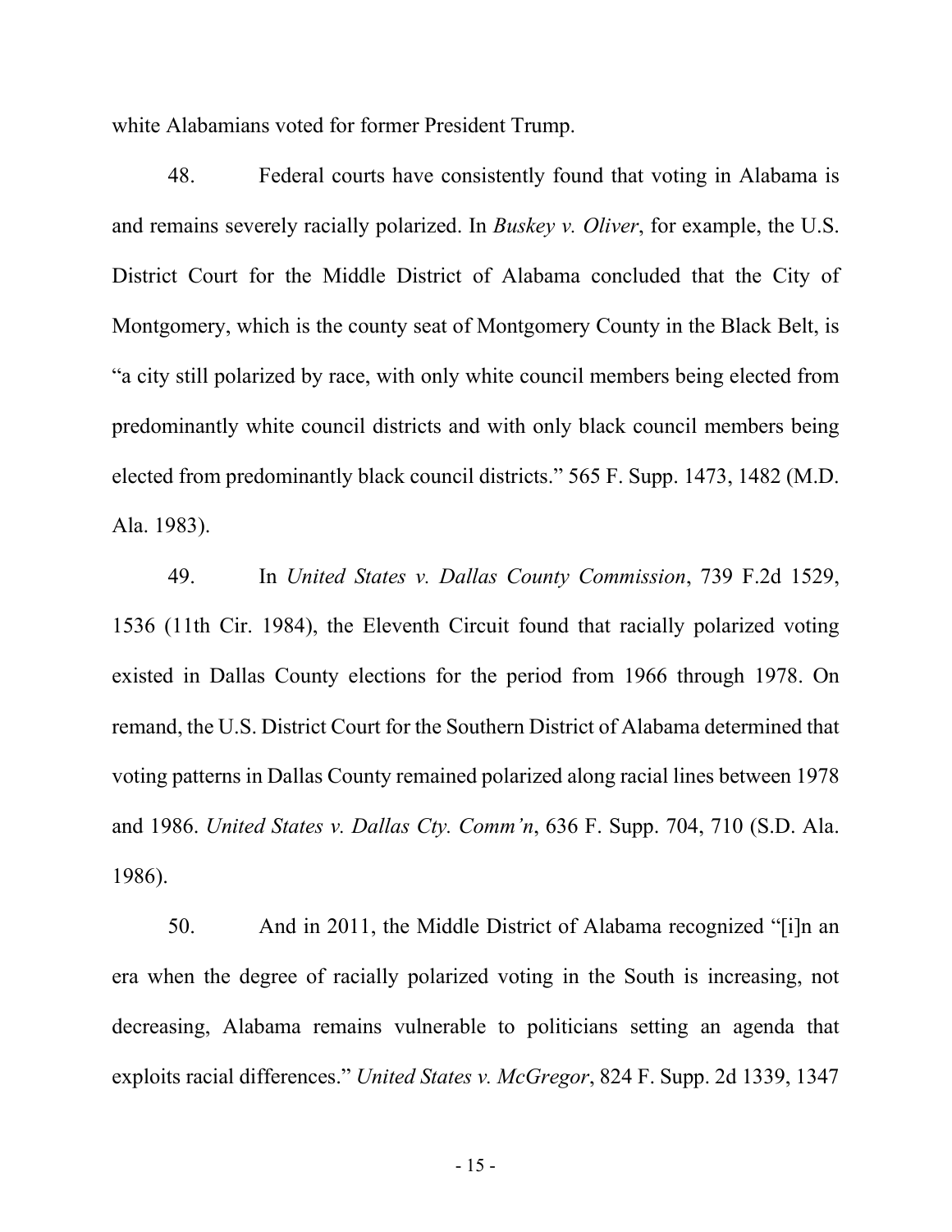white Alabamians voted for former President Trump.

48. Federal courts have consistently found that voting in Alabama is and remains severely racially polarized. In *Buskey v. Oliver*, for example, the U.S. District Court for the Middle District of Alabama concluded that the City of Montgomery, which is the county seat of Montgomery County in the Black Belt, is "a city still polarized by race, with only white council members being elected from predominantly white council districts and with only black council members being elected from predominantly black council districts." 565 F. Supp. 1473, 1482 (M.D. Ala. 1983).

49. In *United States v. Dallas County Commission*, 739 F.2d 1529, 1536 (11th Cir. 1984), the Eleventh Circuit found that racially polarized voting existed in Dallas County elections for the period from 1966 through 1978. On remand, the U.S. District Court for the Southern District of Alabama determined that voting patterns in Dallas County remained polarized along racial lines between 1978 and 1986. *United States v. Dallas Cty. Comm'n*, 636 F. Supp. 704, 710 (S.D. Ala. 1986).

50. And in 2011, the Middle District of Alabama recognized "[i]n an era when the degree of racially polarized voting in the South is increasing, not decreasing, Alabama remains vulnerable to politicians setting an agenda that exploits racial differences." *United States v. McGregor*, 824 F. Supp. 2d 1339, 1347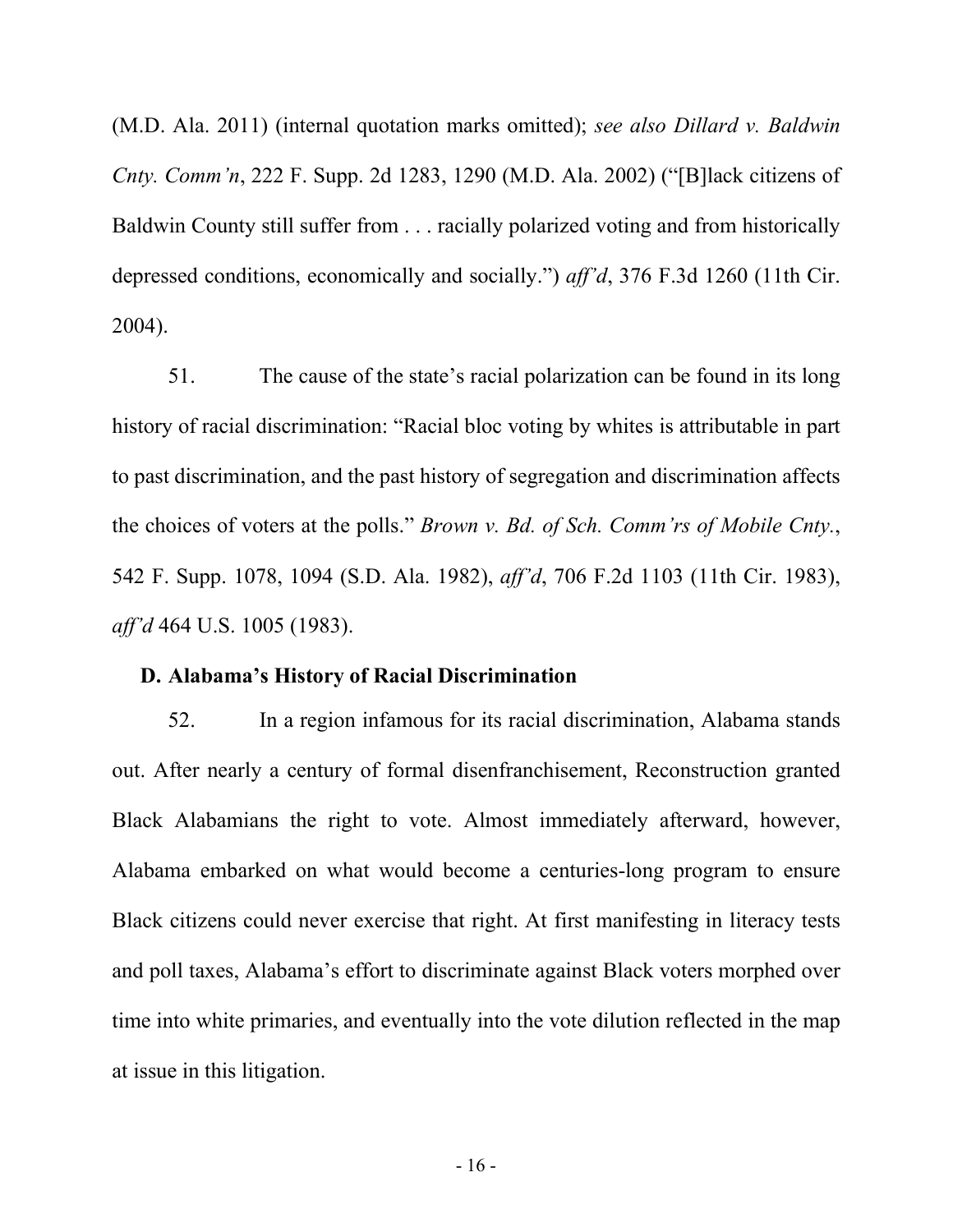(M.D. Ala. 2011) (internal quotation marks omitted); *see also Dillard v. Baldwin Cnty. Comm'n*, 222 F. Supp. 2d 1283, 1290 (M.D. Ala. 2002) ("[B]lack citizens of Baldwin County still suffer from . . . racially polarized voting and from historically depressed conditions, economically and socially.") *aff'd*, 376 F.3d 1260 (11th Cir. 2004).

51. The cause of the state's racial polarization can be found in its long history of racial discrimination: "Racial bloc voting by whites is attributable in part to past discrimination, and the past history of segregation and discrimination affects the choices of voters at the polls." *Brown v. Bd. of Sch. Comm'rs of Mobile Cnty.*, 542 F. Supp. 1078, 1094 (S.D. Ala. 1982), *aff'd*, 706 F.2d 1103 (11th Cir. 1983), *aff'd* 464 U.S. 1005 (1983).

### D. Alabama's History of Racial Discrimination

52. In a region infamous for its racial discrimination, Alabama stands out. After nearly a century of formal disenfranchisement, Reconstruction granted Black Alabamians the right to vote. Almost immediately afterward, however, Alabama embarked on what would become a centuries-long program to ensure Black citizens could never exercise that right. At first manifesting in literacy tests and poll taxes, Alabama's effort to discriminate against Black voters morphed over time into white primaries, and eventually into the vote dilution reflected in the map at issue in this litigation.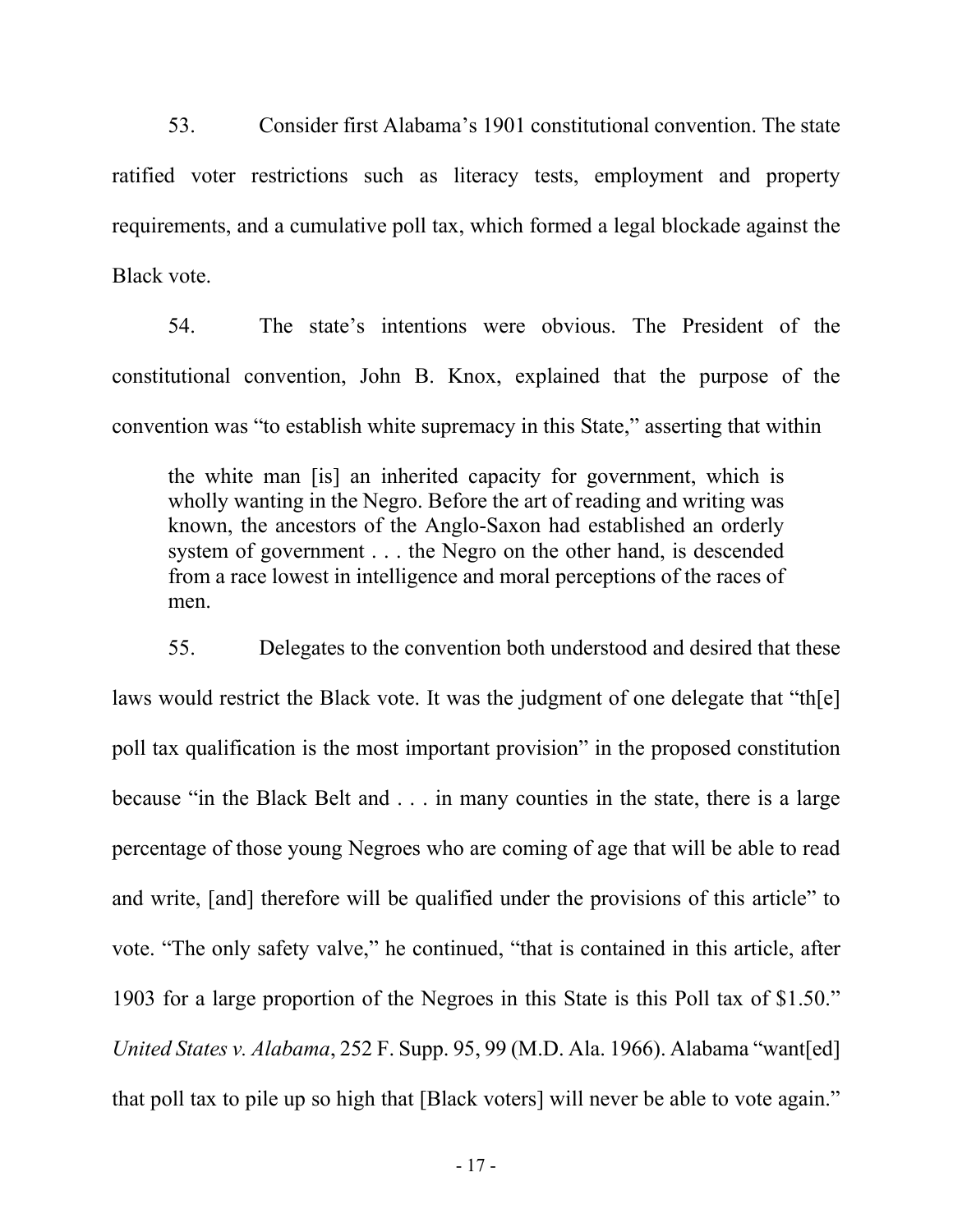53. Consider first Alabama's 1901 constitutional convention. The state ratified voter restrictions such as literacy tests, employment and property requirements, and a cumulative poll tax, which formed a legal blockade against the Black vote.

54. The state's intentions were obvious. The President of the constitutional convention, John B. Knox, explained that the purpose of the convention was "to establish white supremacy in this State," asserting that within

> the white man [is] an inherited capacity for government, which is wholly wanting in the Negro. Before the art of reading and writing was known, the ancestors of the Anglo-Saxon had established an orderly system of government . . . the Negro on the other hand, is descended from a race lowest in intelligence and moral perceptions of the races of men.

55. Delegates to the convention both understood and desired that these laws would restrict the Black vote. It was the judgment of one delegate that "th[e] poll tax qualification is the most important provision" in the proposed constitution because "in the Black Belt and . . . in many counties in the state, there is a large percentage of those young Negroes who are coming of age that will be able to read and write, [and] therefore will be qualified under the provisions of this article" to vote. "The only safety valve," he continued, "that is contained in this article, after 1903 for a large proportion of the Negroes in this State is this Poll tax of $1.50." *United States v. Alabama*, 252 F. Supp. 95, 99 (M.D. Ala. 1966). Alabama "want[ed] that poll tax to pile up so high that [Black voters] will never be able to vote again."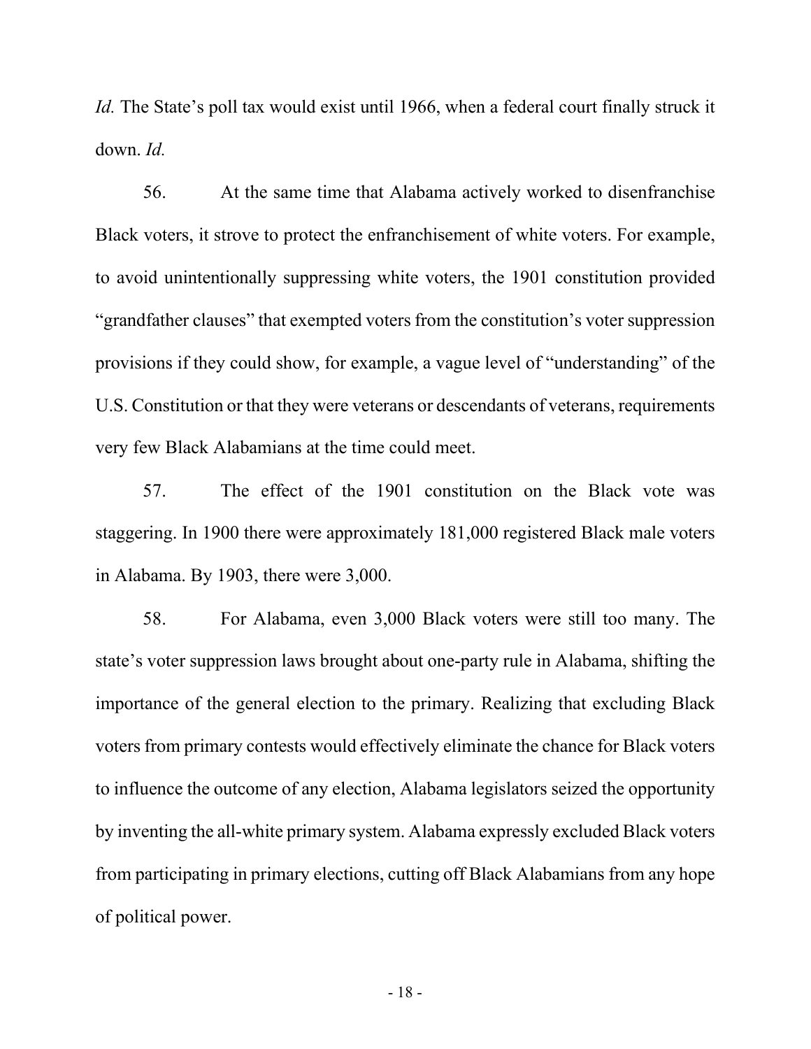*Id.* The State's poll tax would exist until 1966, when a federal court finally struck it down. *Id.*

56. At the same time that Alabama actively worked to disenfranchise Black voters, it strove to protect the enfranchisement of white voters. For example, to avoid unintentionally suppressing white voters, the 1901 constitution provided "grandfather clauses" that exempted voters from the constitution's voter suppression provisions if they could show, for example, a vague level of "understanding" of the U.S. Constitution or that they were veterans or descendants of veterans, requirements very few Black Alabamians at the time could meet.

57. The effect of the 1901 constitution on the Black vote was staggering. In 1900 there were approximately 181,000 registered Black male voters in Alabama. By 1903, there were 3,000.

58. For Alabama, even 3,000 Black voters were still too many. The state's voter suppression laws brought about one-party rule in Alabama, shifting the importance of the general election to the primary. Realizing that excluding Black voters from primary contests would effectively eliminate the chance for Black voters to influence the outcome of any election, Alabama legislators seized the opportunity by inventing the all-white primary system. Alabama expressly excluded Black voters from participating in primary elections, cutting off Black Alabamians from any hope of political power.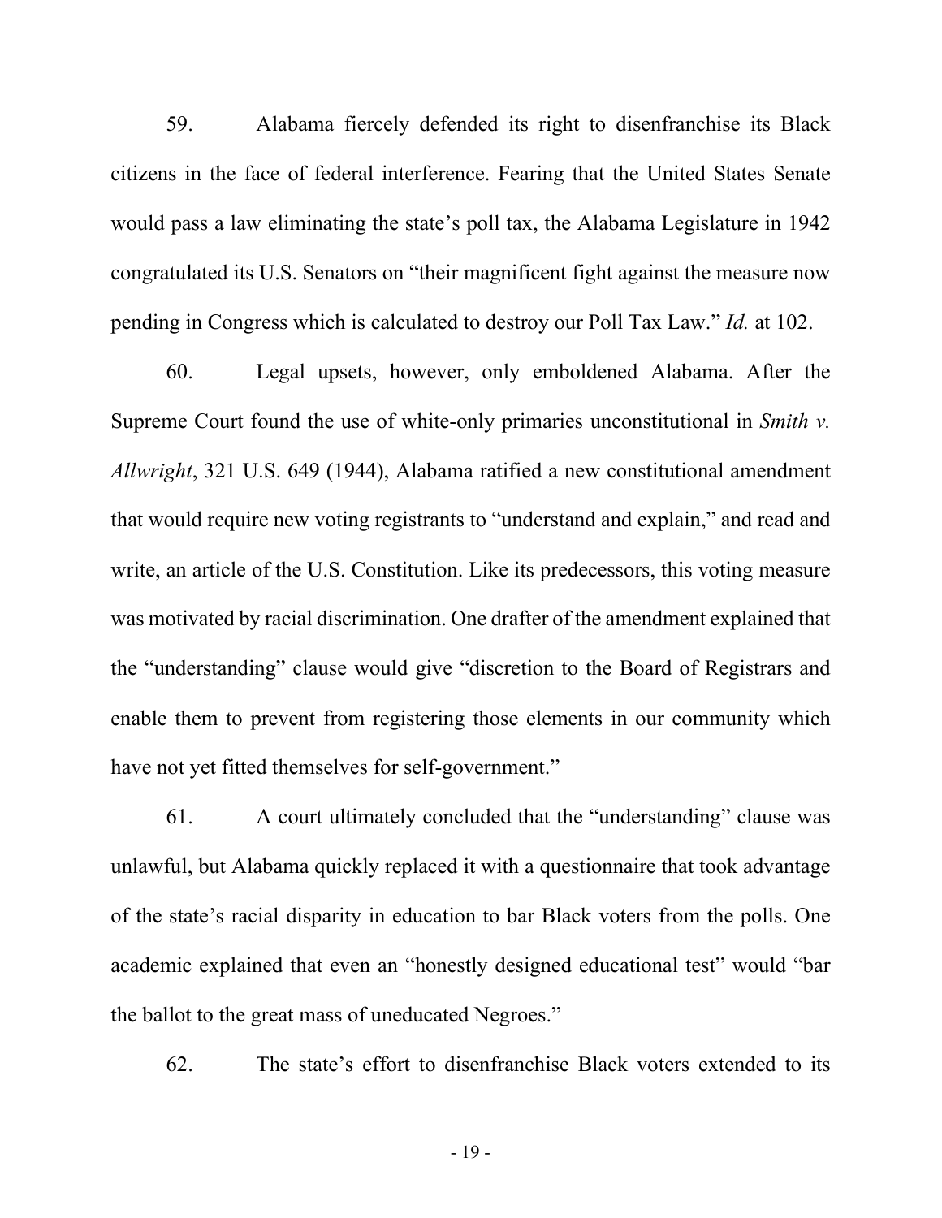59. Alabama fiercely defended its right to disenfranchise its Black citizens in the face of federal interference. Fearing that the United States Senate would pass a law eliminating the state's poll tax, the Alabama Legislature in 1942 congratulated its U.S. Senators on "their magnificent fight against the measure now pending in Congress which is calculated to destroy our Poll Tax Law." *Id.* at 102.

60. Legal upsets, however, only emboldened Alabama. After the Supreme Court found the use of white-only primaries unconstitutional in *Smith v. Allwright*, 321 U.S. 649 (1944), Alabama ratified a new constitutional amendment that would require new voting registrants to "understand and explain," and read and write, an article of the U.S. Constitution. Like its predecessors, this voting measure was motivated by racial discrimination. One drafter of the amendment explained that the "understanding" clause would give "discretion to the Board of Registrars and enable them to prevent from registering those elements in our community which have not yet fitted themselves for self-government."

61. A court ultimately concluded that the "understanding" clause was unlawful, but Alabama quickly replaced it with a questionnaire that took advantage of the state's racial disparity in education to bar Black voters from the polls. One academic explained that even an "honestly designed educational test" would "bar the ballot to the great mass of uneducated Negroes."

62. The state's effort to disenfranchise Black voters extended to its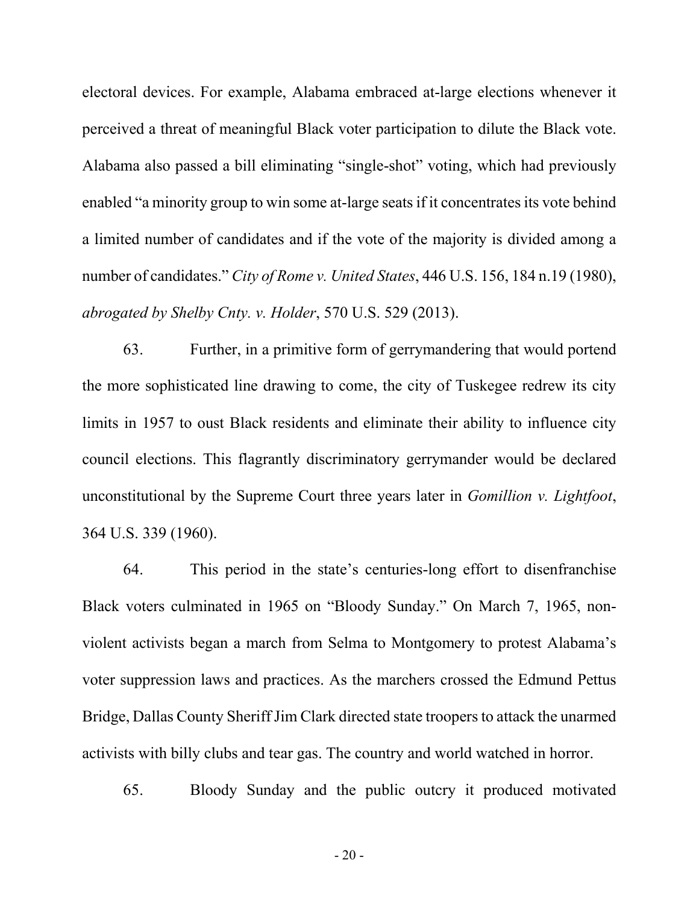electoral devices. For example, Alabama embraced at-large elections whenever it perceived a threat of meaningful Black voter participation to dilute the Black vote. Alabama also passed a bill eliminating "single-shot" voting, which had previously enabled "a minority group to win some at-large seats if it concentrates its vote behind a limited number of candidates and if the vote of the majority is divided among a number of candidates." *City of Rome v. United States*, 446 U.S. 156, 184 n.19 (1980), *abrogated by Shelby Cnty. v. Holder*, 570 U.S. 529 (2013).

63. Further, in a primitive form of gerrymandering that would portend the more sophisticated line drawing to come, the city of Tuskegee redrew its city limits in 1957 to oust Black residents and eliminate their ability to influence city council elections. This flagrantly discriminatory gerrymander would be declared unconstitutional by the Supreme Court three years later in *Gomillion v. Lightfoot*, 364 U.S. 339 (1960).

64. This period in the state's centuries-long effort to disenfranchise Black voters culminated in 1965 on "Bloody Sunday." On March 7, 1965, non-violent activists began a march from Selma to Montgomery to protest Alabama's voter suppression laws and practices. As the marchers crossed the Edmund Pettus Bridge, Dallas County Sheriff Jim Clark directed state troopers to attack the unarmed activists with billy clubs and tear gas. The country and world watched in horror.

65. Bloody Sunday and the public outcry it produced motivated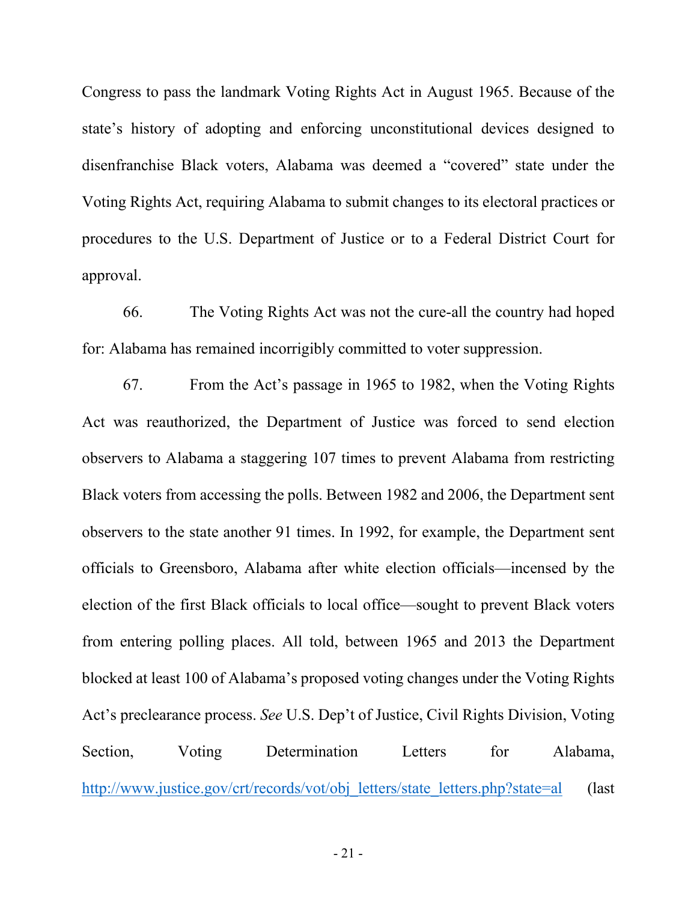Congress to pass the landmark Voting Rights Act in August 1965. Because of the state's history of adopting and enforcing unconstitutional devices designed to disenfranchise Black voters, Alabama was deemed a "covered" state under the Voting Rights Act, requiring Alabama to submit changes to its electoral practices or procedures to the U.S. Department of Justice or to a Federal District Court for approval.

66. The Voting Rights Act was not the cure-all the country had hoped for: Alabama has remained incorrigibly committed to voter suppression.

67. From the Act's passage in 1965 to 1982, when the Voting Rights Act was reauthorized, the Department of Justice was forced to send election observers to Alabama a staggering 107 times to prevent Alabama from restricting Black voters from accessing the polls. Between 1982 and 2006, the Department sent observers to the state another 91 times. In 1992, for example, the Department sent officials to Greensboro, Alabama after white election officials—incensed by the election of the first Black officials to local office—sought to prevent Black voters from entering polling places. All told, between 1965 and 2013 the Department blocked at least 100 of Alabama's proposed voting changes under the Voting Rights Act's preclearance process. *See* U.S. Dep't of Justice, Civil Rights Division, Voting Section, Voting Determination Letters for Alabama, http://www.justice.gov/crt/records/vot/obj_letters/state_letters.php?state=al (last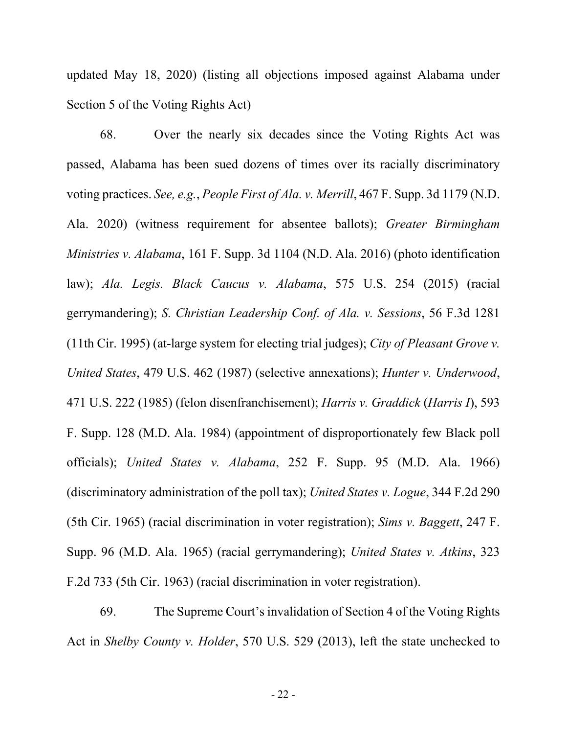updated May 18, 2020) (listing all objections imposed against Alabama under Section 5 of the Voting Rights Act)

68. Over the nearly six decades since the Voting Rights Act was passed, Alabama has been sued dozens of times over its racially discriminatory voting practices. *See, e.g.*, *People First of Ala. v. Merrill*, 467 F. Supp. 3d 1179 (N.D. Ala. 2020) (witness requirement for absentee ballots); *Greater Birmingham Ministries v. Alabama*, 161 F. Supp. 3d 1104 (N.D. Ala. 2016) (photo identification law); *Ala. Legis. Black Caucus v. Alabama*, 575 U.S. 254 (2015) (racial gerrymandering); *S. Christian Leadership Conf. of Ala. v. Sessions*, 56 F.3d 1281 (11th Cir. 1995) (at-large system for electing trial judges); *City of Pleasant Grove v. United States*, 479 U.S. 462 (1987) (selective annexations); *Hunter v. Underwood*, 471 U.S. 222 (1985) (felon disenfranchisement); *Harris v. Graddick* (*Harris I*), 593 F. Supp. 128 (M.D. Ala. 1984) (appointment of disproportionately few Black poll officials); *United States v. Alabama*, 252 F. Supp. 95 (M.D. Ala. 1966) (discriminatory administration of the poll tax); *United States v. Logue*, 344 F.2d 290 (5th Cir. 1965) (racial discrimination in voter registration); *Sims v. Baggett*, 247 F. Supp. 96 (M.D. Ala. 1965) (racial gerrymandering); *United States v. Atkins*, 323 F.2d 733 (5th Cir. 1963) (racial discrimination in voter registration).

69. The Supreme Court's invalidation of Section 4 of the Voting Rights Act in *Shelby County v. Holder*, 570 U.S. 529 (2013), left the state unchecked to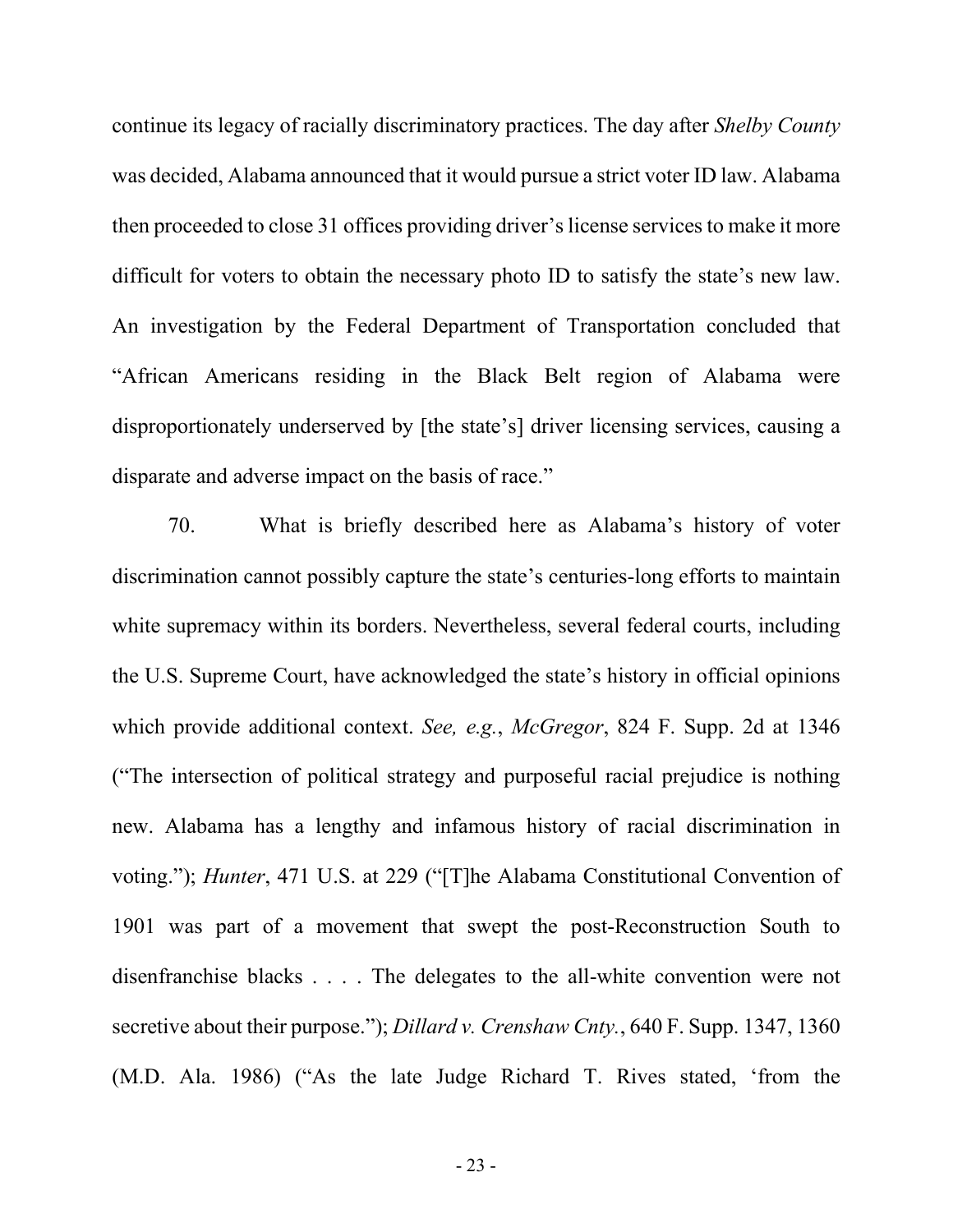continue its legacy of racially discriminatory practices. The day after *Shelby County* was decided, Alabama announced that it would pursue a strict voter ID law. Alabama then proceeded to close 31 offices providing driver's license services to make it more difficult for voters to obtain the necessary photo ID to satisfy the state's new law. An investigation by the Federal Department of Transportation concluded that "African Americans residing in the Black Belt region of Alabama were disproportionately underserved by [the state's] driver licensing services, causing a disparate and adverse impact on the basis of race."

70. What is briefly described here as Alabama's history of voter discrimination cannot possibly capture the state's centuries-long efforts to maintain white supremacy within its borders. Nevertheless, several federal courts, including the U.S. Supreme Court, have acknowledged the state's history in official opinions which provide additional context. *See, e.g.*, *McGregor*, 824 F. Supp. 2d at 1346 ("The intersection of political strategy and purposeful racial prejudice is nothing new. Alabama has a lengthy and infamous history of racial discrimination in voting."); *Hunter*, 471 U.S. at 229 ("[T]he Alabama Constitutional Convention of 1901 was part of a movement that swept the post-Reconstruction South to disenfranchise blacks . . . . The delegates to the all-white convention were not secretive about their purpose."); *Dillard v. Crenshaw Cnty.*, 640 F. Supp. 1347, 1360 (M.D. Ala. 1986) ("As the late Judge Richard T. Rives stated, 'from the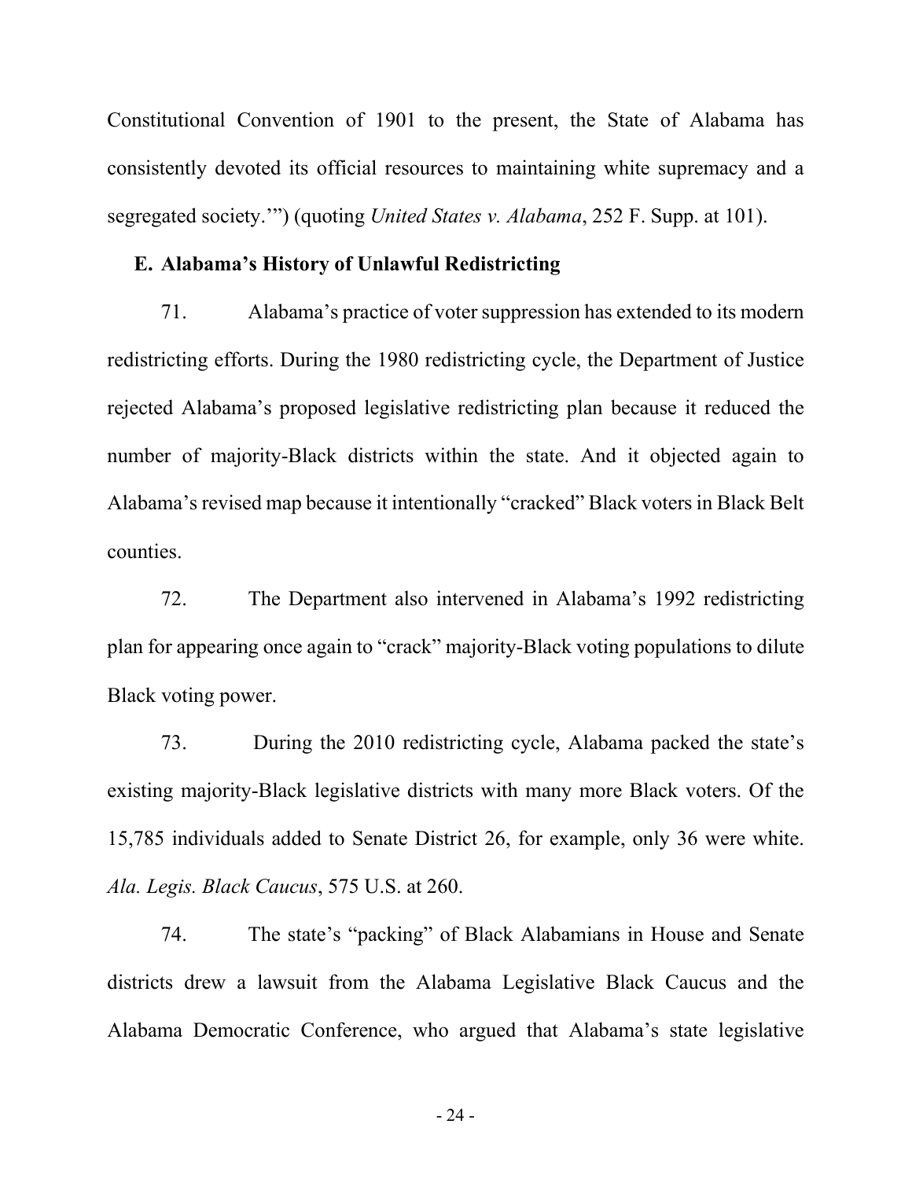Constitutional Convention of 1901 to the present, the State of Alabama has consistently devoted its official resources to maintaining white supremacy and a segregated society.'") (quoting *United States v. Alabama*, 252 F. Supp. at 101).

**E. Alabama's History of Unlawful Redistricting**

71. Alabama's practice of voter suppression has extended to its modern redistricting efforts. During the 1980 redistricting cycle, the Department of Justice rejected Alabama's proposed legislative redistricting plan because it reduced the number of majority-Black districts within the state. And it objected again to Alabama's revised map because it intentionally "cracked" Black voters in Black Belt counties.

72. The Department also intervened in Alabama's 1992 redistricting plan for appearing once again to "crack" majority-Black voting populations to dilute Black voting power.

73. During the 2010 redistricting cycle, Alabama packed the state's existing majority-Black legislative districts with many more Black voters. Of the 15,785 individuals added to Senate District 26, for example, only 36 were white. *Ala. Legis. Black Caucus*, 575 U.S. at 260.

74. The state's "packing" of Black Alabamians in House and Senate districts drew a lawsuit from the Alabama Legislative Black Caucus and the Alabama Democratic Conference, who argued that Alabama's state legislative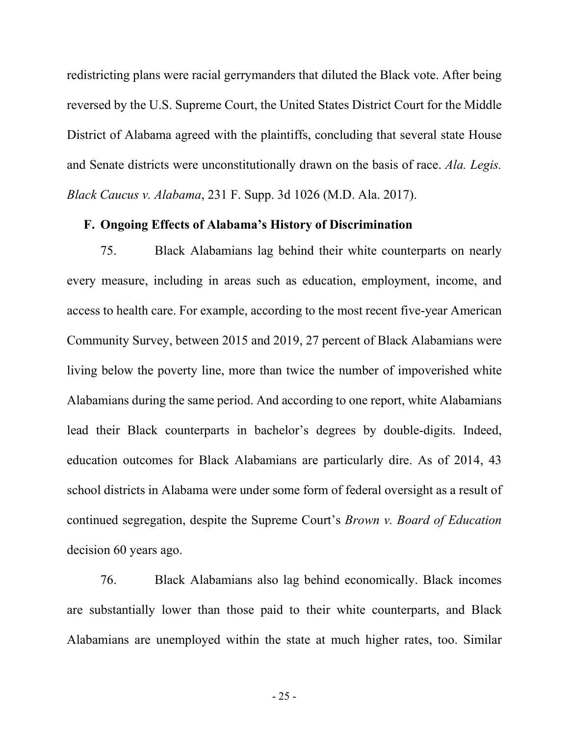redistricting plans were racial gerrymanders that diluted the Black vote. After being reversed by the U.S. Supreme Court, the United States District Court for the Middle District of Alabama agreed with the plaintiffs, concluding that several state House and Senate districts were unconstitutionally drawn on the basis of race. *Ala. Legis. Black Caucus v. Alabama*, 231 F. Supp. 3d 1026 (M.D. Ala. 2017).

### F. Ongoing Effects of Alabama's History of Discrimination

75. Black Alabamians lag behind their white counterparts on nearly every measure, including in areas such as education, employment, income, and access to health care. For example, according to the most recent five-year American Community Survey, between 2015 and 2019, 27 percent of Black Alabamians were living below the poverty line, more than twice the number of impoverished white Alabamians during the same period. And according to one report, white Alabamians lead their Black counterparts in bachelor's degrees by double-digits. Indeed, education outcomes for Black Alabamians are particularly dire. As of 2014, 43 school districts in Alabama were under some form of federal oversight as a result of continued segregation, despite the Supreme Court's *Brown v. Board of Education* decision 60 years ago.

76. Black Alabamians also lag behind economically. Black incomes are substantially lower than those paid to their white counterparts, and Black Alabamians are unemployed within the state at much higher rates, too. Similar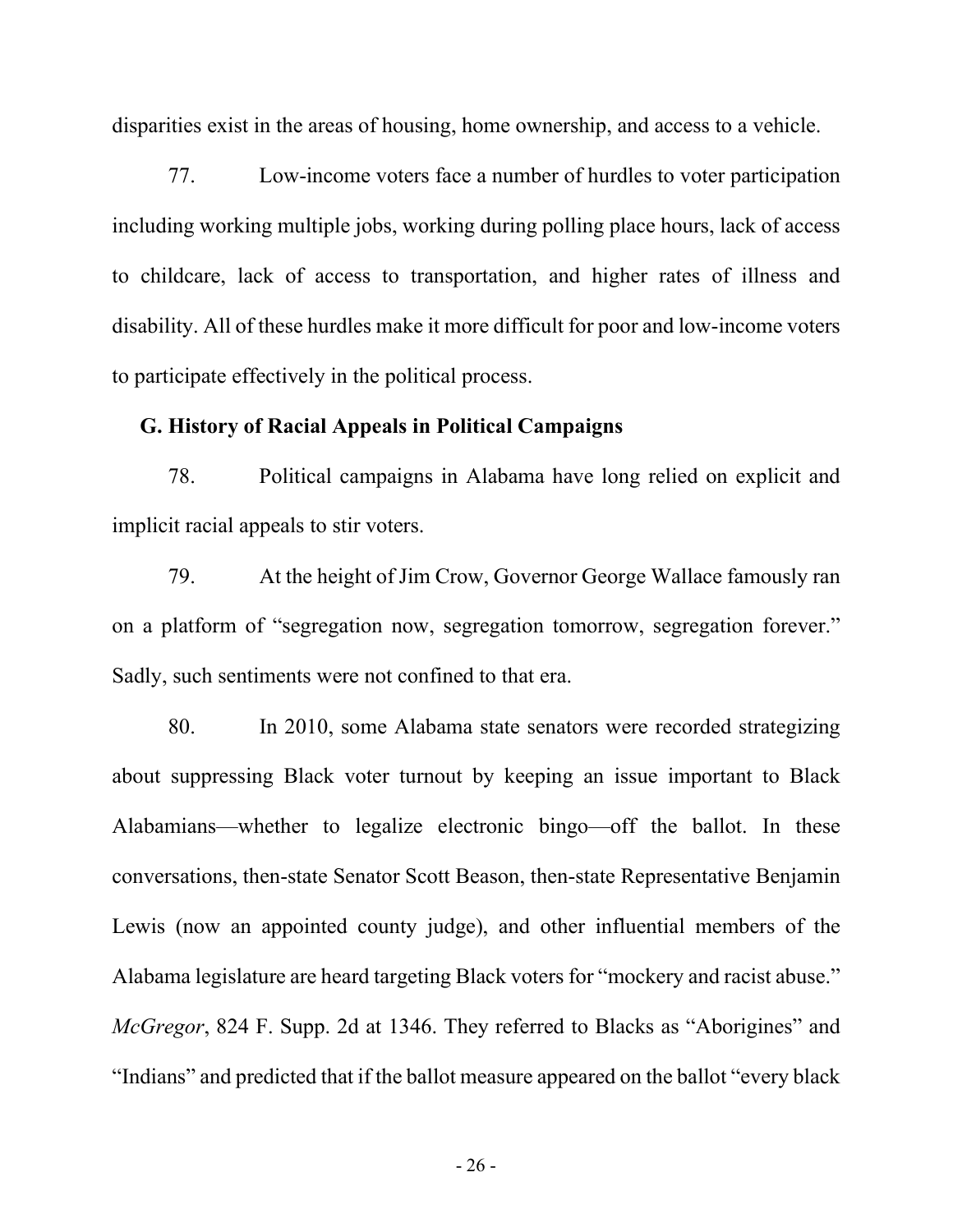disparities exist in the areas of housing, home ownership, and access to a vehicle.

77. Low-income voters face a number of hurdles to voter participation including working multiple jobs, working during polling place hours, lack of access to childcare, lack of access to transportation, and higher rates of illness and disability. All of these hurdles make it more difficult for poor and low-income voters to participate effectively in the political process.

### G. History of Racial Appeals in Political Campaigns

78. Political campaigns in Alabama have long relied on explicit and implicit racial appeals to stir voters.

79. At the height of Jim Crow, Governor George Wallace famously ran on a platform of "segregation now, segregation tomorrow, segregation forever." Sadly, such sentiments were not confined to that era.

80. In 2010, some Alabama state senators were recorded strategizing about suppressing Black voter turnout by keeping an issue important to Black Alabamians—whether to legalize electronic bingo—off the ballot. In these conversations, then-state Senator Scott Beason, then-state Representative Benjamin Lewis (now an appointed county judge), and other influential members of the Alabama legislature are heard targeting Black voters for "mockery and racist abuse." *McGregor*, 824 F. Supp. 2d at 1346. They referred to Blacks as "Aborigines" and "Indians" and predicted that if the ballot measure appeared on the ballot "every black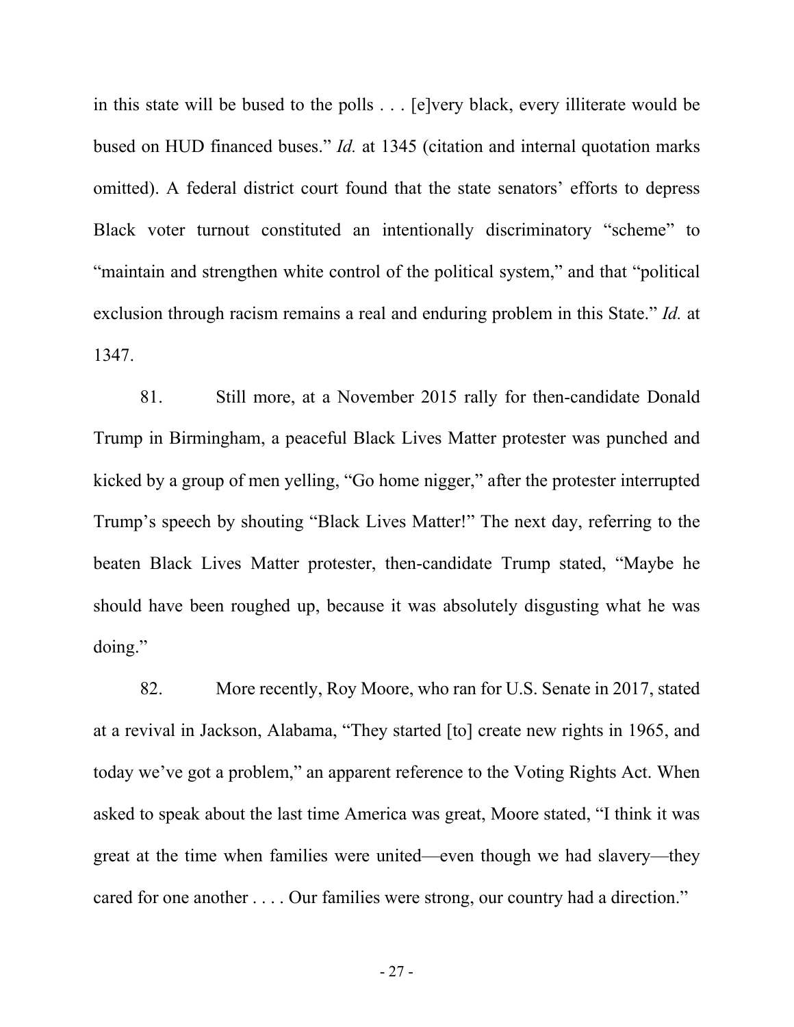in this state will be bused to the polls . . . [e]very black, every illiterate would be bused on HUD financed buses." *Id.* at 1345 (citation and internal quotation marks omitted). A federal district court found that the state senators' efforts to depress Black voter turnout constituted an intentionally discriminatory "scheme" to "maintain and strengthen white control of the political system," and that "political exclusion through racism remains a real and enduring problem in this State." *Id.* at 1347.

81. Still more, at a November 2015 rally for then-candidate Donald Trump in Birmingham, a peaceful Black Lives Matter protester was punched and kicked by a group of men yelling, "Go home nigger," after the protester interrupted Trump's speech by shouting "Black Lives Matter!" The next day, referring to the beaten Black Lives Matter protester, then-candidate Trump stated, "Maybe he should have been roughed up, because it was absolutely disgusting what he was doing."

82. More recently, Roy Moore, who ran for U.S. Senate in 2017, stated at a revival in Jackson, Alabama, "They started [to] create new rights in 1965, and today we've got a problem," an apparent reference to the Voting Rights Act. When asked to speak about the last time America was great, Moore stated, "I think it was great at the time when families were united—even though we had slavery—they cared for one another . . . . Our families were strong, our country had a direction."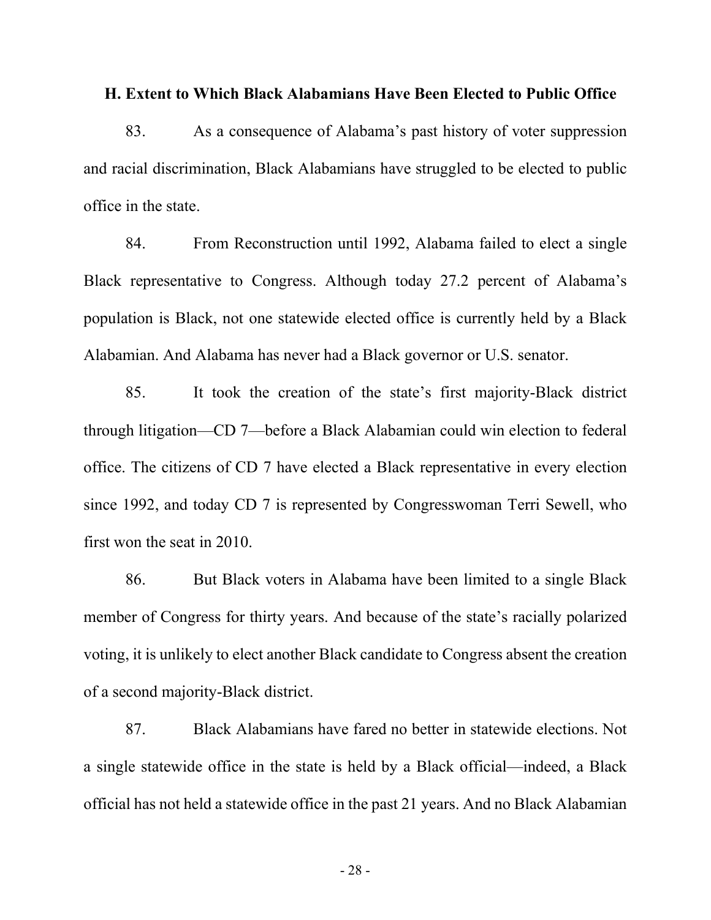**H. Extent to Which Black Alabamians Have Been Elected to Public Office**

83. As a consequence of Alabama's past history of voter suppression and racial discrimination, Black Alabamians have struggled to be elected to public office in the state.

84. From Reconstruction until 1992, Alabama failed to elect a single Black representative to Congress. Although today 27.2 percent of Alabama's population is Black, not one statewide elected office is currently held by a Black Alabamian. And Alabama has never had a Black governor or U.S. senator.

85. It took the creation of the state's first majority-Black district through litigation—CD 7—before a Black Alabamian could win election to federal office. The citizens of CD 7 have elected a Black representative in every election since 1992, and today CD 7 is represented by Congresswoman Terri Sewell, who first won the seat in 2010.

86. But Black voters in Alabama have been limited to a single Black member of Congress for thirty years. And because of the state's racially polarized voting, it is unlikely to elect another Black candidate to Congress absent the creation of a second majority-Black district.

87. Black Alabamians have fared no better in statewide elections. Not a single statewide office in the state is held by a Black official—indeed, a Black official has not held a statewide office in the past 21 years. And no Black Alabamian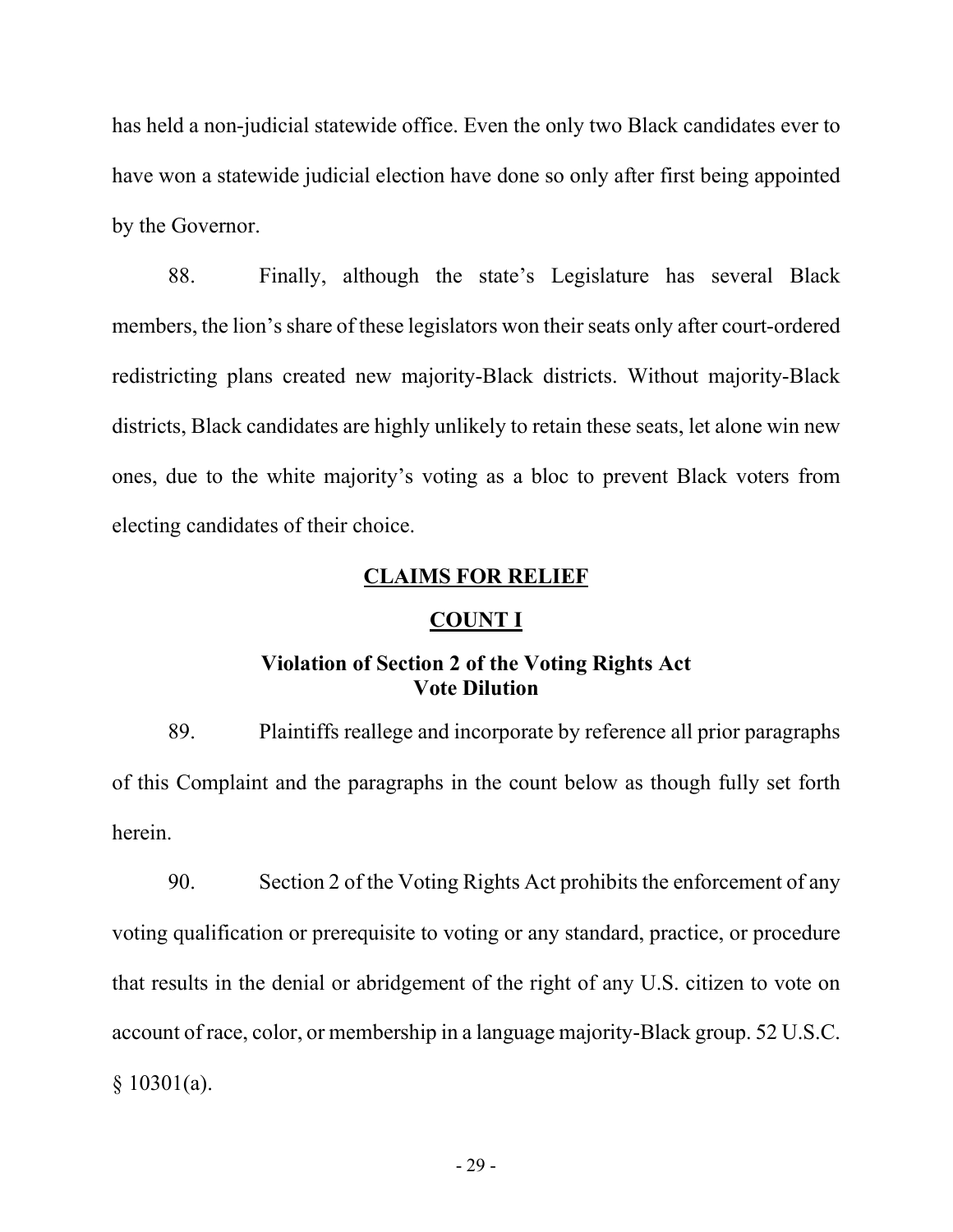has held a non-judicial statewide office. Even the only two Black candidates ever to have won a statewide judicial election have done so only after first being appointed by the Governor.

88. Finally, although the state's Legislature has several Black members, the lion's share of these legislators won their seats only after court-ordered redistricting plans created new majority-Black districts. Without majority-Black districts, Black candidates are highly unlikely to retain these seats, let alone win new ones, due to the white majority's voting as a bloc to prevent Black voters from electing candidates of their choice.

## CLAIMS FOR RELIEF

## COUNT I

### Violation of Section 2 of the Voting Rights Act Vote Dilution

89. Plaintiffs reallege and incorporate by reference all prior paragraphs of this Complaint and the paragraphs in the count below as though fully set forth herein.

90. Section 2 of the Voting Rights Act prohibits the enforcement of any voting qualification or prerequisite to voting or any standard, practice, or procedure that results in the denial or abridgement of the right of any U.S. citizen to vote on account of race, color, or membership in a language majority-Black group. 52 U.S.C. § 10301(a).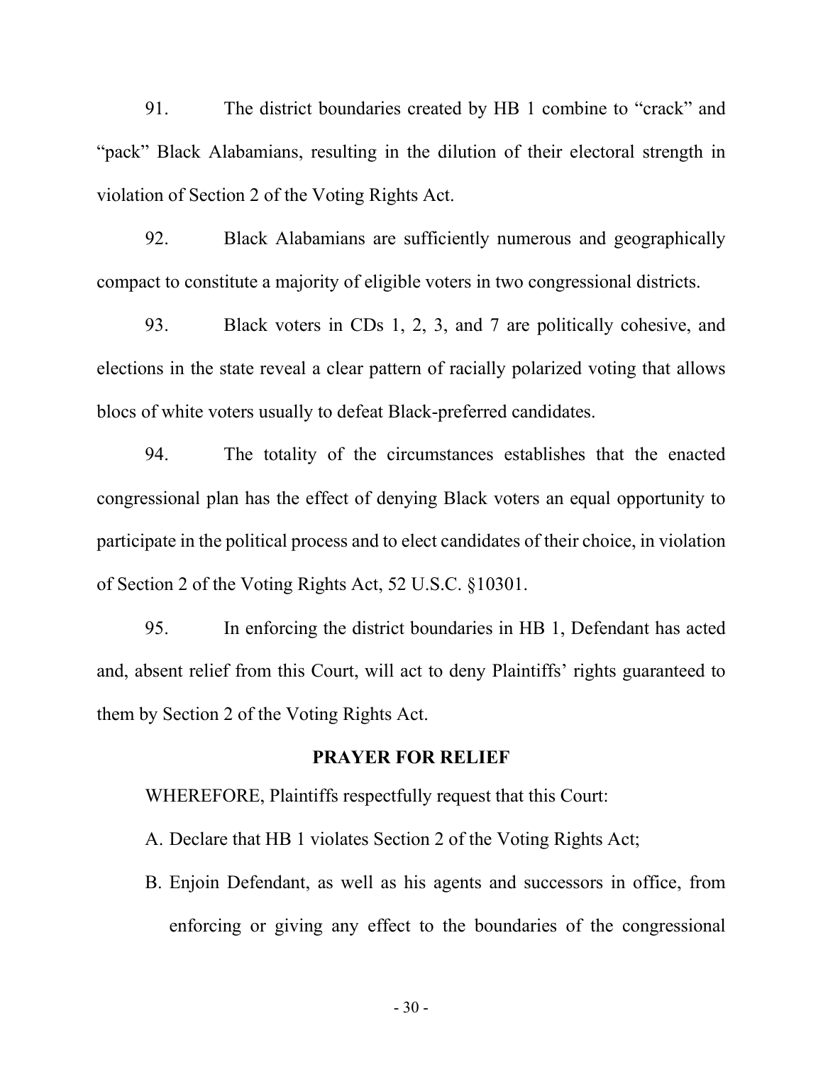91. The district boundaries created by HB 1 combine to "crack" and "pack" Black Alabamians, resulting in the dilution of their electoral strength in violation of Section 2 of the Voting Rights Act.

92. Black Alabamians are sufficiently numerous and geographically compact to constitute a majority of eligible voters in two congressional districts.

93. Black voters in CDs 1, 2, 3, and 7 are politically cohesive, and elections in the state reveal a clear pattern of racially polarized voting that allows blocs of white voters usually to defeat Black-preferred candidates.

94. The totality of the circumstances establishes that the enacted congressional plan has the effect of denying Black voters an equal opportunity to participate in the political process and to elect candidates of their choice, in violation of Section 2 of the Voting Rights Act, 52 U.S.C. §10301.

95. In enforcing the district boundaries in HB 1, Defendant has acted and, absent relief from this Court, will act to deny Plaintiffs' rights guaranteed to them by Section 2 of the Voting Rights Act.

## PRAYER FOR RELIEF

WHEREFORE, Plaintiffs respectfully request that this Court:

A. Declare that HB 1 violates Section 2 of the Voting Rights Act;

B. Enjoin Defendant, as well as his agents and successors in office, from enforcing or giving any effect to the boundaries of the congressional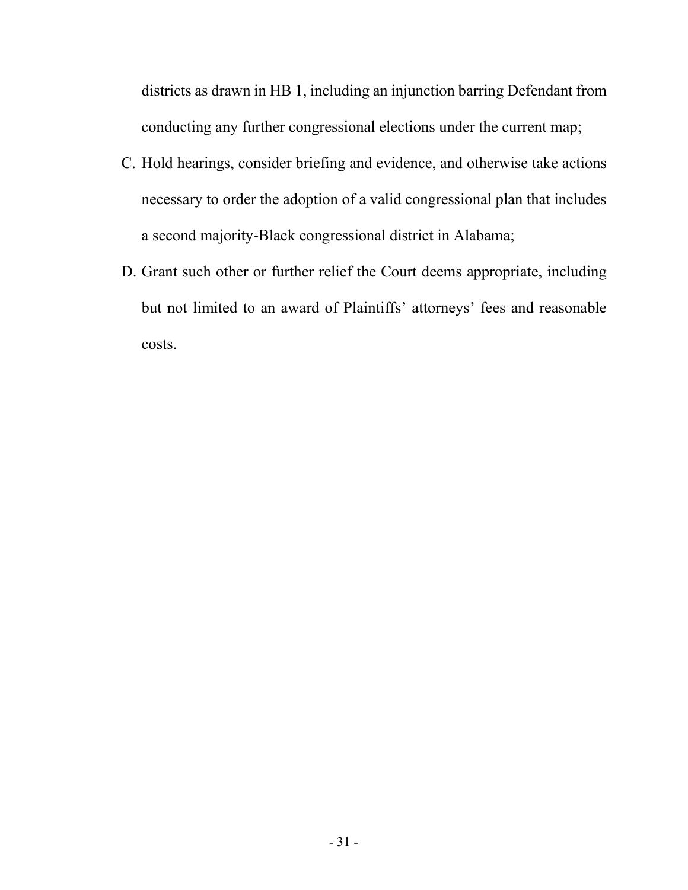districts as drawn in HB 1, including an injunction barring Defendant from conducting any further congressional elections under the current map;

C. Hold hearings, consider briefing and evidence, and otherwise take actions necessary to order the adoption of a valid congressional plan that includes a second majority-Black congressional district in Alabama;

D. Grant such other or further relief the Court deems appropriate, including but not limited to an award of Plaintiffs' attorneys' fees and reasonable costs.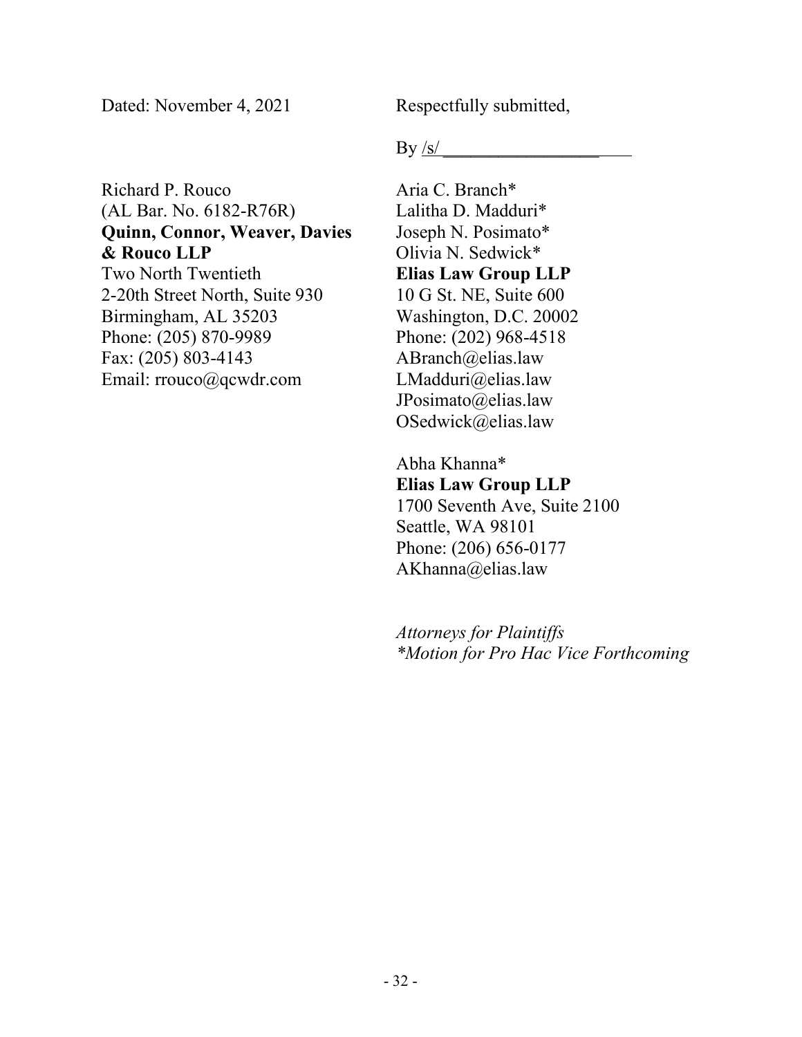Dated: November 4, 2021

Respectfully submitted,

By /s/___________________

Richard P. Rouco
(AL Bar. No. 6182-R76R)
**Quinn, Connor, Weaver, Davies & Rouco LLP**
Two North Twentieth
2-20th Street North, Suite 930
Birmingham, AL 35203
Phone: (205) 870-9989
Fax: (205) 803-4143
Email: rrouco@qcwdr.com

Aria C. Branch*
Lalitha D. Madduri*
Joseph N. Posimato*
Olivia N. Sedwick*
**Elias Law Group LLP**
10 G St. NE, Suite 600
Washington, D.C. 20002
Phone: (202) 968-4518
ABranch@elias.law
LMadduri@elias.law
JPosimato@elias.law
OSedwick@elias.law

Abha Khanna*
**Elias Law Group LLP**
1700 Seventh Ave, Suite 2100
Seattle, WA 98101
Phone: (206) 656-0177
AKhanna@elias.law

*Attorneys for Plaintiffs*
*\*Motion for Pro Hac Vice Forthcoming*